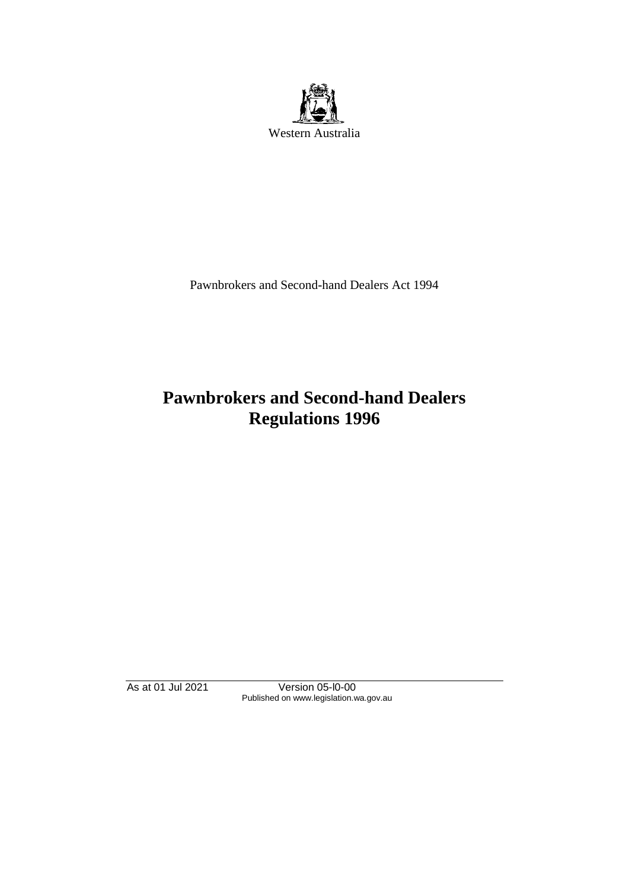Western Australia

Pawnbrokers and Second-hand Dealers Act 1994

# Pawnbrokers and Second-hand Dealers Regulations 1996

As at 01 Jul 2021 Version 05-l0-00
Published on www.legislation.wa.gov.au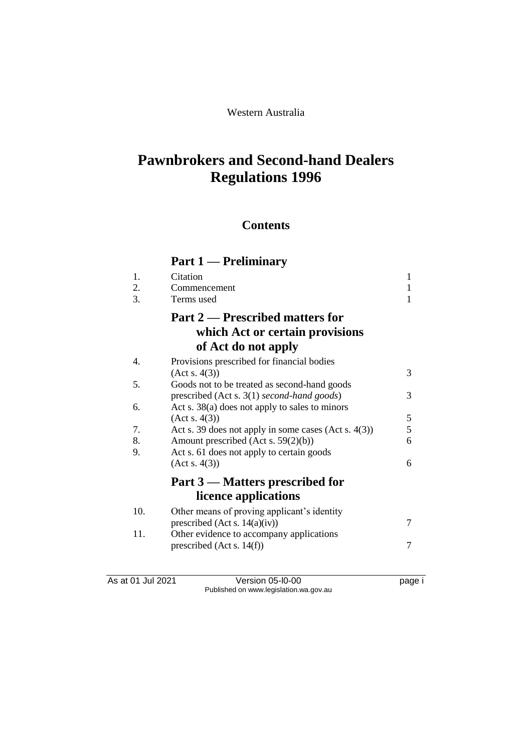Western Australia

# Pawnbrokers and Second-hand Dealers Regulations 1996

## Contents

### Part 1 — Preliminary

| | | |
|---|---|---|
| 1. | Citation | 1 |
| 2. | Commencement | 1 |
| 3. | Terms used | 1 |

### Part 2 — Prescribed matters for which Act or certain provisions of Act do not apply

| | | |
|---|---|---|
| 4. | Provisions prescribed for financial bodies (Act s. 4(3)) | 3 |
| 5. | Goods not to be treated as second-hand goods prescribed (Act s. 3(1) *second-hand goods*) | 3 |
| 6. | Act s. 38(a) does not apply to sales to minors (Act s. 4(3)) | 5 |
| 7. | Act s. 39 does not apply in some cases (Act s. 4(3)) | 5 |
| 8. | Amount prescribed (Act s. 59(2)(b)) | 6 |
| 9. | Act s. 61 does not apply to certain goods (Act s. 4(3)) | 6 |

### Part 3 — Matters prescribed for licence applications

| | | |
|---|---|---|
| 10. | Other means of proving applicant's identity prescribed (Act s. 14(a)(iv)) | 7 |
| 11. | Other evidence to accompany applications prescribed (Act s. 14(f)) | 7 |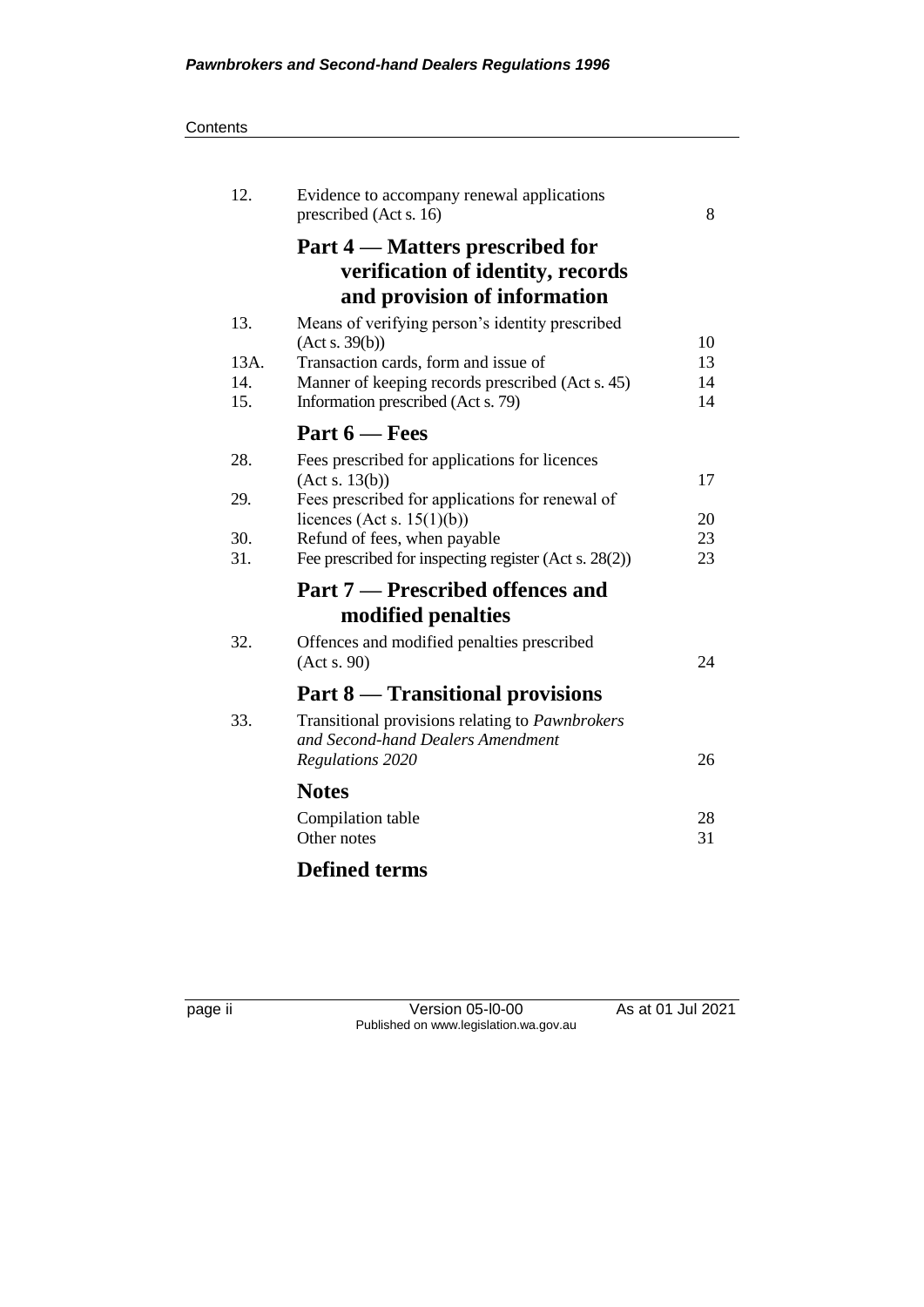| | | |
|---|---|---|
| 12. | Evidence to accompany renewal applications prescribed (Act s. 16) | 8 |
| | **Part 4 — Matters prescribed for verification of identity, records and provision of information** | |
| 13. | Means of verifying person's identity prescribed (Act s. 39(b)) | 10 |
| 13A. | Transaction cards, form and issue of | 13 |
| 14. | Manner of keeping records prescribed (Act s. 45) | 14 |
| 15. | Information prescribed (Act s. 79) | 14 |
| | **Part 6 — Fees** | |
| 28. | Fees prescribed for applications for licences (Act s. 13(b)) | 17 |
| 29. | Fees prescribed for applications for renewal of licences (Act s. 15(1)(b)) | 20 |
| 30. | Refund of fees, when payable | 23 |
| 31. | Fee prescribed for inspecting register (Act s. 28(2)) | 23 |
| | **Part 7 — Prescribed offences and modified penalties** | |
| 32. | Offences and modified penalties prescribed (Act s. 90) | 24 |
| | **Part 8 — Transitional provisions** | |
| 33. | Transitional provisions relating to *Pawnbrokers and Second-hand Dealers Amendment Regulations 2020* | 26 |
| | **Notes** | |
| | Compilation table | 28 |
| | Other notes | 31 |
| | **Defined terms** | |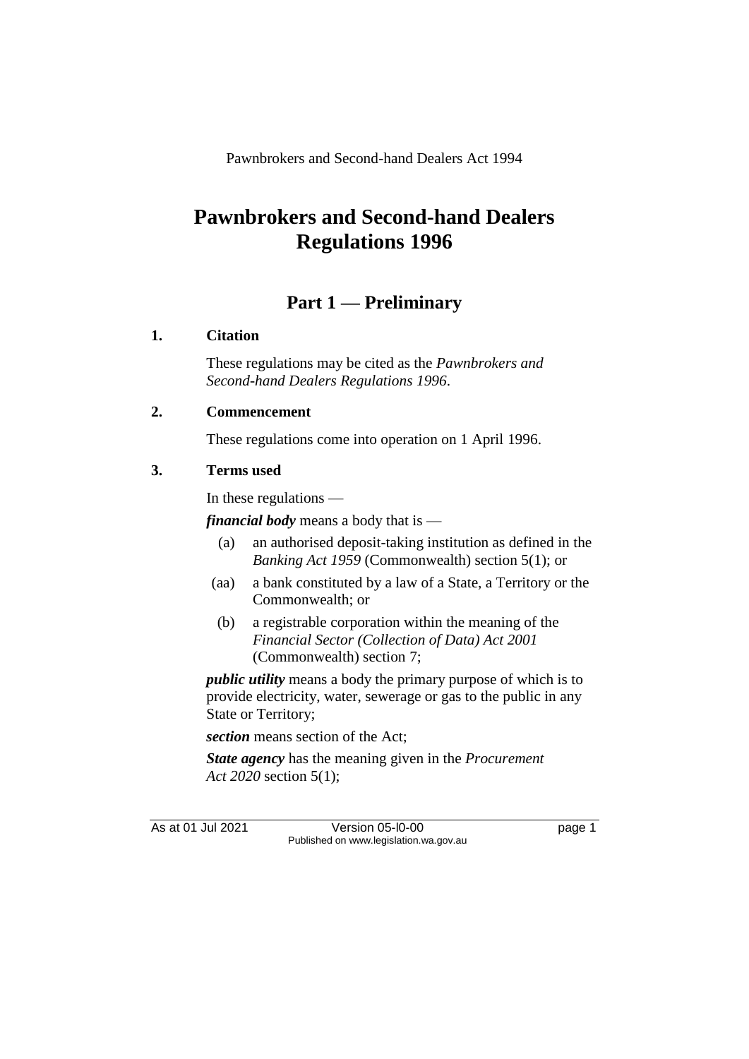Pawnbrokers and Second-hand Dealers Act 1994

# Pawnbrokers and Second-hand Dealers Regulations 1996

## Part 1 — Preliminary

### 1. Citation

These regulations may be cited as the *Pawnbrokers and Second-hand Dealers Regulations 1996*.

### 2. Commencement

These regulations come into operation on 1 April 1996.

### 3. Terms used

In these regulations —

***financial body*** means a body that is —

- (a) an authorised deposit-taking institution as defined in the *Banking Act 1959* (Commonwealth) section 5(1); or
- (aa) a bank constituted by a law of a State, a Territory or the Commonwealth; or
- (b) a registrable corporation within the meaning of the *Financial Sector (Collection of Data) Act 2001* (Commonwealth) section 7;

***public utility*** means a body the primary purpose of which is to provide electricity, water, sewerage or gas to the public in any State or Territory;

***section*** means section of the Act;

***State agency*** has the meaning given in the *Procurement Act 2020* section 5(1);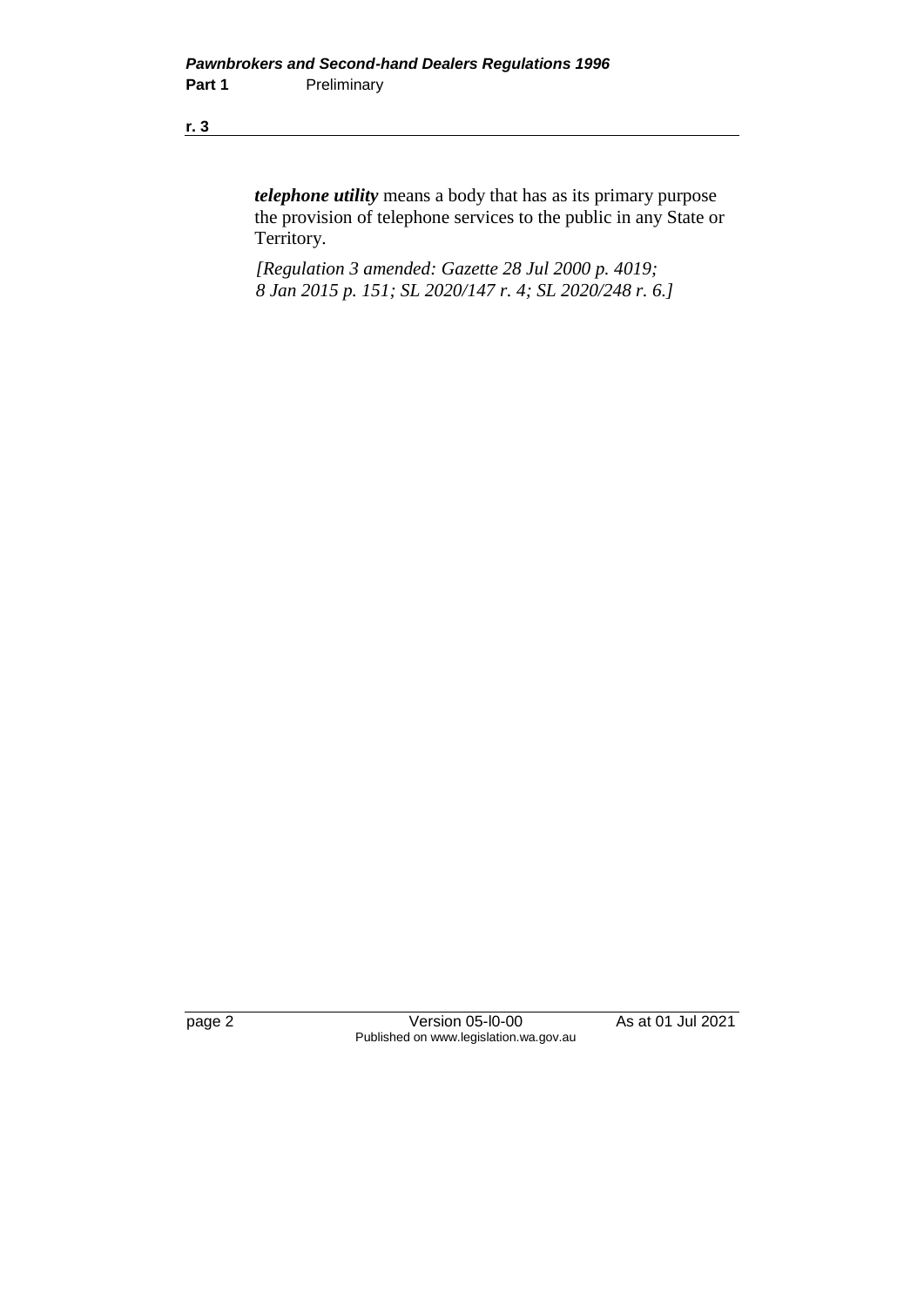***telephone utility*** means a body that has as its primary purpose the provision of telephone services to the public in any State or Territory.

*[Regulation 3 amended: Gazette 28 Jul 2000 p. 4019; 8 Jan 2015 p. 151; SL 2020/147 r. 4; SL 2020/248 r. 6.]*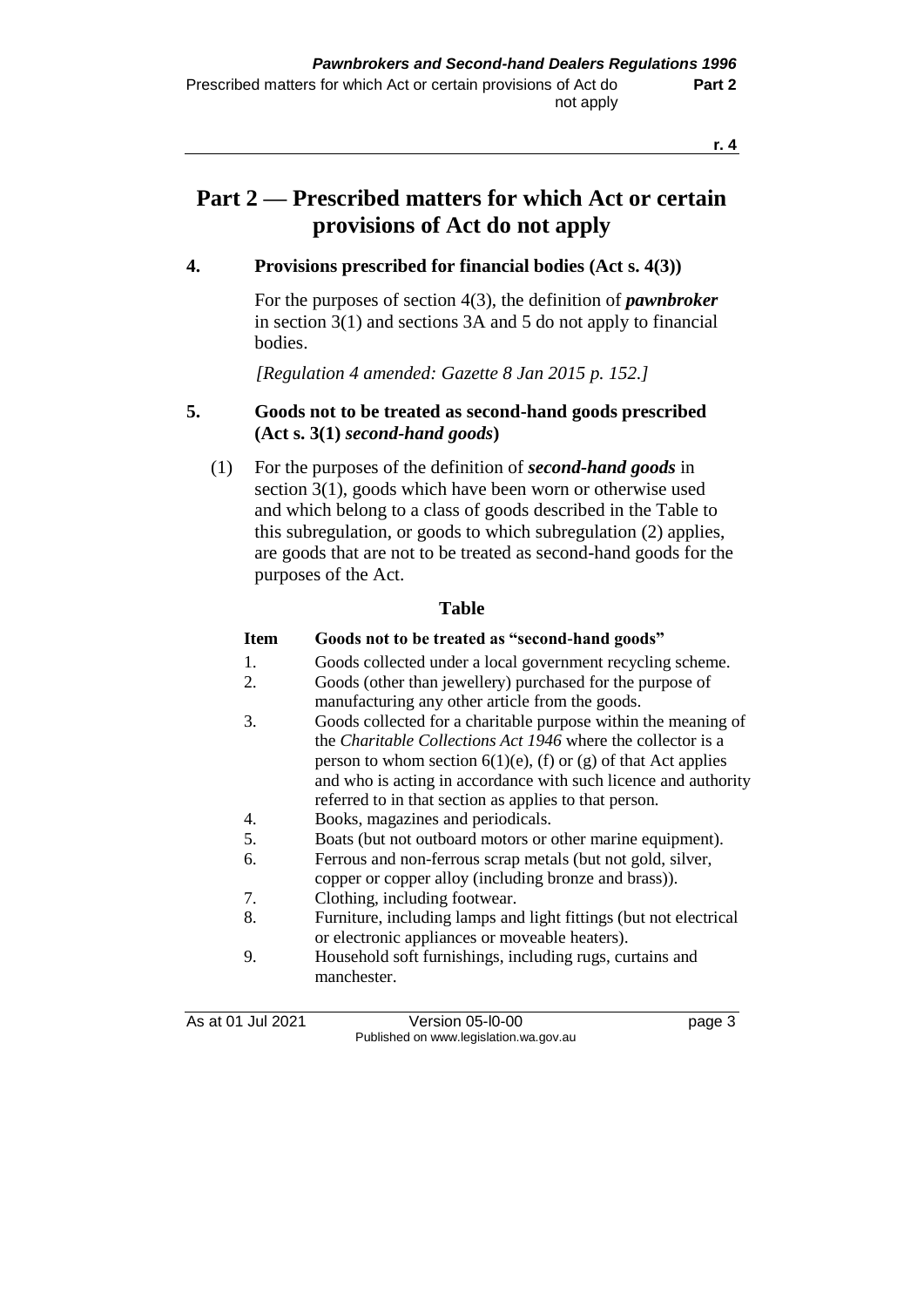# Part 2 — Prescribed matters for which Act or certain provisions of Act do not apply

## 4. Provisions prescribed for financial bodies (Act s. 4(3))

For the purposes of section 4(3), the definition of ***pawnbroker*** in section 3(1) and sections 3A and 5 do not apply to financial bodies.

*[Regulation 4 amended: Gazette 8 Jan 2015 p. 152.]*

## 5. Goods not to be treated as second-hand goods prescribed (Act s. 3(1) *second-hand goods*)

(1) For the purposes of the definition of ***second-hand goods*** in section 3(1), goods which have been worn or otherwise used and which belong to a class of goods described in the Table to this subregulation, or goods to which subregulation (2) applies, are goods that are not to be treated as second-hand goods for the purposes of the Act.

**Table**

| Item | Goods not to be treated as "second-hand goods" |
| --- | --- |
| 1. | Goods collected under a local government recycling scheme. |
| 2. | Goods (other than jewellery) purchased for the purpose of manufacturing any other article from the goods. |
| 3. | Goods collected for a charitable purpose within the meaning of the *Charitable Collections Act 1946* where the collector is a person to whom section 6(1)(e), (f) or (g) of that Act applies and who is acting in accordance with such licence and authority referred to in that section as applies to that person. |
| 4. | Books, magazines and periodicals. |
| 5. | Boats (but not outboard motors or other marine equipment). |
| 6. | Ferrous and non-ferrous scrap metals (but not gold, silver, copper or copper alloy (including bronze and brass)). |
| 7. | Clothing, including footwear. |
| 8. | Furniture, including lamps and light fittings (but not electrical or electronic appliances or moveable heaters). |
| 9. | Household soft furnishings, including rugs, curtains and manchester. |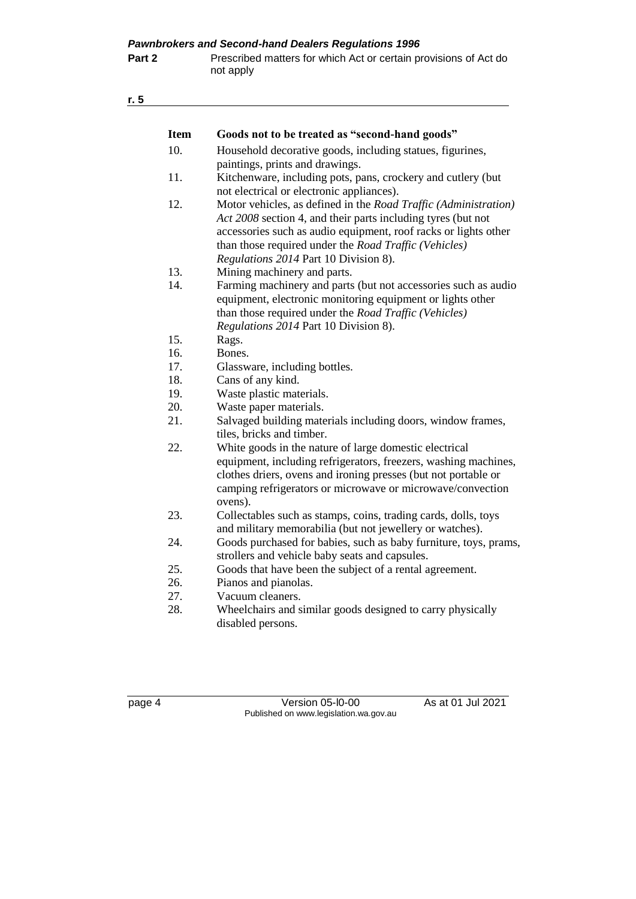| Item | Goods not to be treated as "second-hand goods" |
|---|---|
| 10. | Household decorative goods, including statues, figurines, paintings, prints and drawings. |
| 11. | Kitchenware, including pots, pans, crockery and cutlery (but not electrical or electronic appliances). |
| 12. | Motor vehicles, as defined in the *Road Traffic (Administration) Act 2008* section 4, and their parts including tyres (but not accessories such as audio equipment, roof racks or lights other than those required under the *Road Traffic (Vehicles) Regulations 2014* Part 10 Division 8). |
| 13. | Mining machinery and parts. |
| 14. | Farming machinery and parts (but not accessories such as audio equipment, electronic monitoring equipment or lights other than those required under the *Road Traffic (Vehicles) Regulations 2014* Part 10 Division 8). |
| 15. | Rags. |
| 16. | Bones. |
| 17. | Glassware, including bottles. |
| 18. | Cans of any kind. |
| 19. | Waste plastic materials. |
| 20. | Waste paper materials. |
| 21. | Salvaged building materials including doors, window frames, tiles, bricks and timber. |
| 22. | White goods in the nature of large domestic electrical equipment, including refrigerators, freezers, washing machines, clothes driers, ovens and ironing presses (but not portable or camping refrigerators or microwave or microwave/convection ovens). |
| 23. | Collectables such as stamps, coins, trading cards, dolls, toys and military memorabilia (but not jewellery or watches). |
| 24. | Goods purchased for babies, such as baby furniture, toys, prams, strollers and vehicle baby seats and capsules. |
| 25. | Goods that have been the subject of a rental agreement. |
| 26. | Pianos and pianolas. |
| 27. | Vacuum cleaners. |
| 28. | Wheelchairs and similar goods designed to carry physically disabled persons. |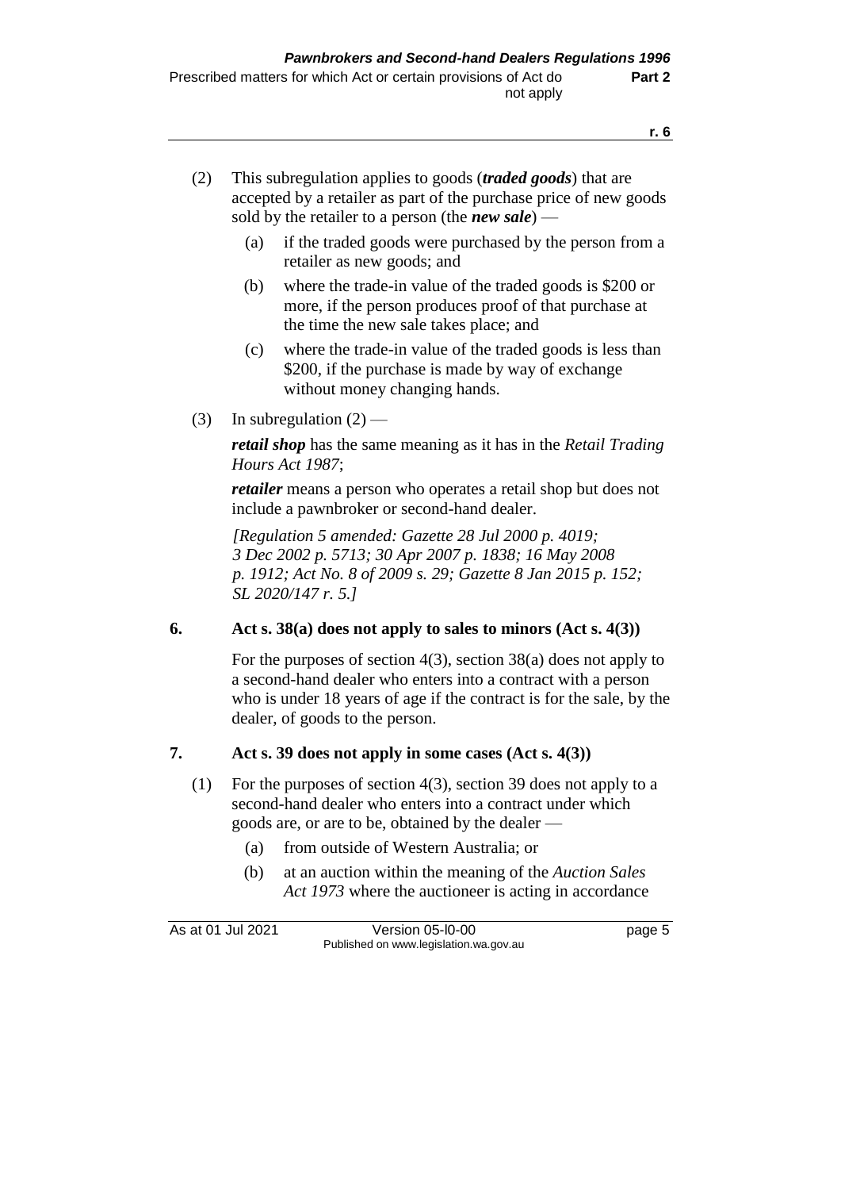(2) This subregulation applies to goods (***traded goods***) that are accepted by a retailer as part of the purchase price of new goods sold by the retailer to a person (the ***new sale***) —

(a) if the traded goods were purchased by the person from a retailer as new goods; and

(b) where the trade-in value of the traded goods is $200 or more, if the person produces proof of that purchase at the time the new sale takes place; and

(c) where the trade-in value of the traded goods is less than $200, if the purchase is made by way of exchange without money changing hands.

(3) In subregulation (2) —

***retail shop*** has the same meaning as it has in the *Retail Trading Hours Act 1987*;

***retailer*** means a person who operates a retail shop but does not include a pawnbroker or second-hand dealer.

*[Regulation 5 amended: Gazette 28 Jul 2000 p. 4019; 3 Dec 2002 p. 5713; 30 Apr 2007 p. 1838; 16 May 2008 p. 1912; Act No. 8 of 2009 s. 29; Gazette 8 Jan 2015 p. 152; SL 2020/147 r. 5.]*

## 6. Act s. 38(a) does not apply to sales to minors (Act s. 4(3))

For the purposes of section 4(3), section 38(a) does not apply to a second-hand dealer who enters into a contract with a person who is under 18 years of age if the contract is for the sale, by the dealer, of goods to the person.

## 7. Act s. 39 does not apply in some cases (Act s. 4(3))

(1) For the purposes of section 4(3), section 39 does not apply to a second-hand dealer who enters into a contract under which goods are, or are to be, obtained by the dealer —

(a) from outside of Western Australia; or

(b) at an auction within the meaning of the *Auction Sales Act 1973* where the auctioneer is acting in accordance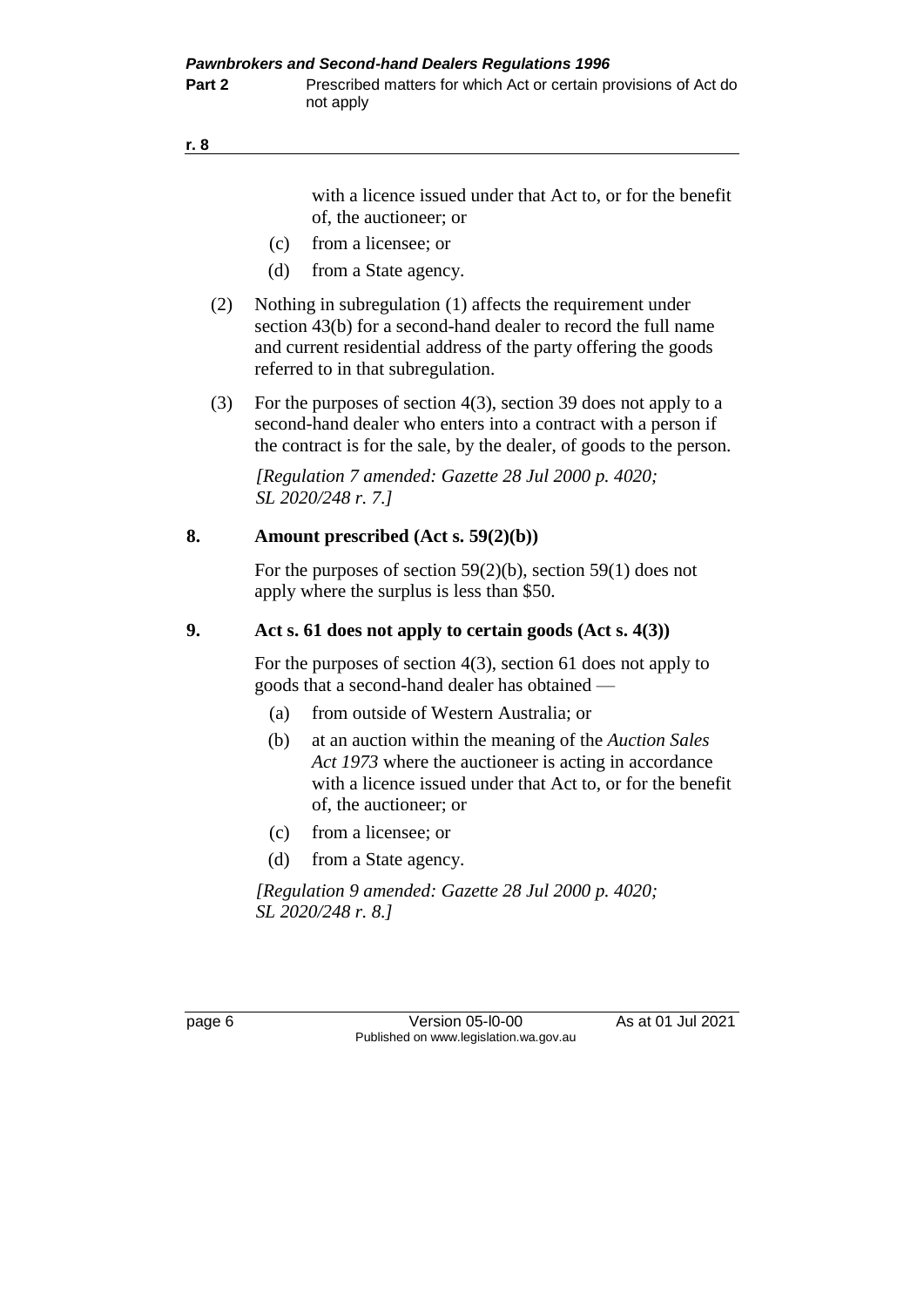with a licence issued under that Act to, or for the benefit of, the auctioneer; or

(c) from a licensee; or

(d) from a State agency.

(2) Nothing in subregulation (1) affects the requirement under section 43(b) for a second-hand dealer to record the full name and current residential address of the party offering the goods referred to in that subregulation.

(3) For the purposes of section 4(3), section 39 does not apply to a second-hand dealer who enters into a contract with a person if the contract is for the sale, by the dealer, of goods to the person.

*[Regulation 7 amended: Gazette 28 Jul 2000 p. 4020; SL 2020/248 r. 7.]*

## 8. Amount prescribed (Act s. 59(2)(b))

For the purposes of section 59(2)(b), section 59(1) does not apply where the surplus is less than $50.

## 9. Act s. 61 does not apply to certain goods (Act s. 4(3))

For the purposes of section 4(3), section 61 does not apply to goods that a second-hand dealer has obtained —

(a) from outside of Western Australia; or

(b) at an auction within the meaning of the *Auction Sales Act 1973* where the auctioneer is acting in accordance with a licence issued under that Act to, or for the benefit of, the auctioneer; or

(c) from a licensee; or

(d) from a State agency.

*[Regulation 9 amended: Gazette 28 Jul 2000 p. 4020; SL 2020/248 r. 8.]*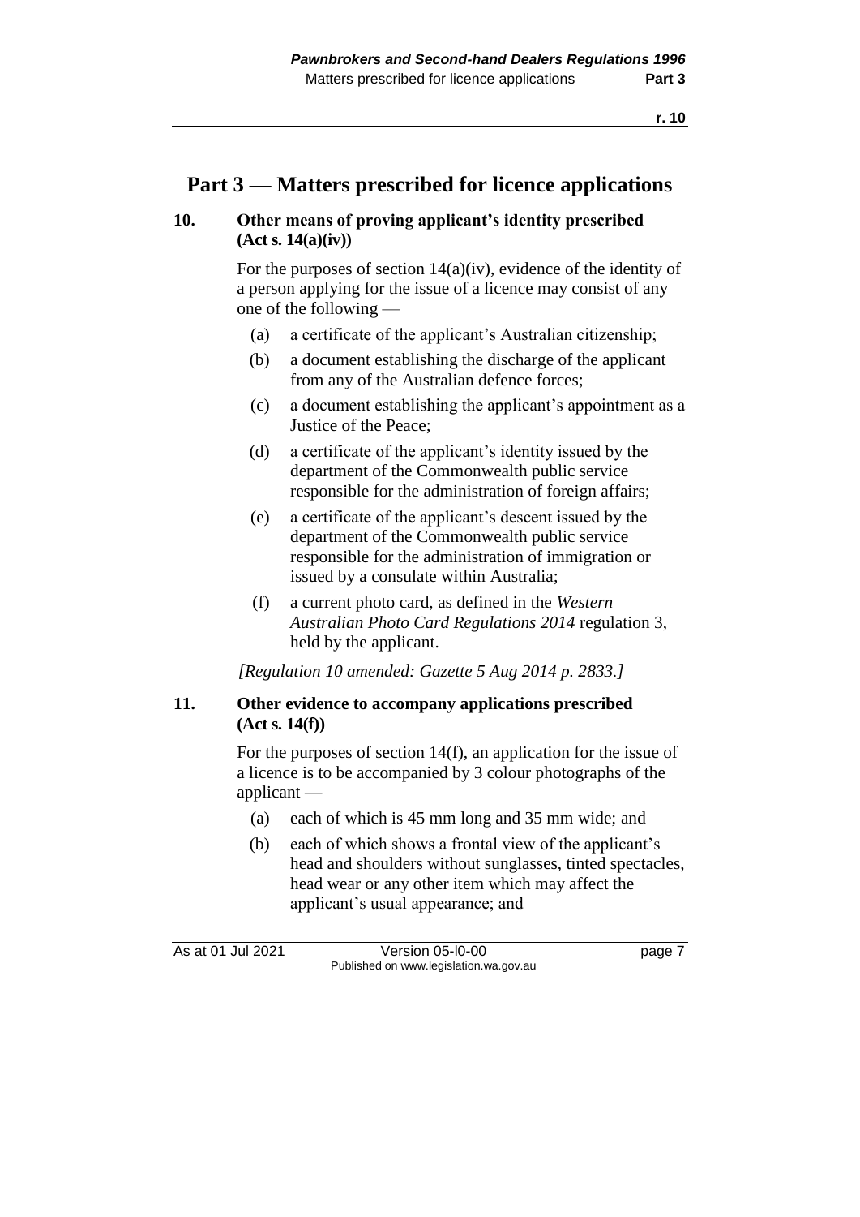## Part 3 — Matters prescribed for licence applications

### 10. Other means of proving applicant's identity prescribed (Act s. 14(a)(iv))

For the purposes of section 14(a)(iv), evidence of the identity of a person applying for the issue of a licence may consist of any one of the following —

(a) a certificate of the applicant's Australian citizenship;

(b) a document establishing the discharge of the applicant from any of the Australian defence forces;

(c) a document establishing the applicant's appointment as a Justice of the Peace;

(d) a certificate of the applicant's identity issued by the department of the Commonwealth public service responsible for the administration of foreign affairs;

(e) a certificate of the applicant's descent issued by the department of the Commonwealth public service responsible for the administration of immigration or issued by a consulate within Australia;

(f) a current photo card, as defined in the *Western Australian Photo Card Regulations 2014* regulation 3, held by the applicant.

*[Regulation 10 amended: Gazette 5 Aug 2014 p. 2833.]*

### 11. Other evidence to accompany applications prescribed (Act s. 14(f))

For the purposes of section 14(f), an application for the issue of a licence is to be accompanied by 3 colour photographs of the applicant —

(a) each of which is 45 mm long and 35 mm wide; and

(b) each of which shows a frontal view of the applicant's head and shoulders without sunglasses, tinted spectacles, head wear or any other item which may affect the applicant's usual appearance; and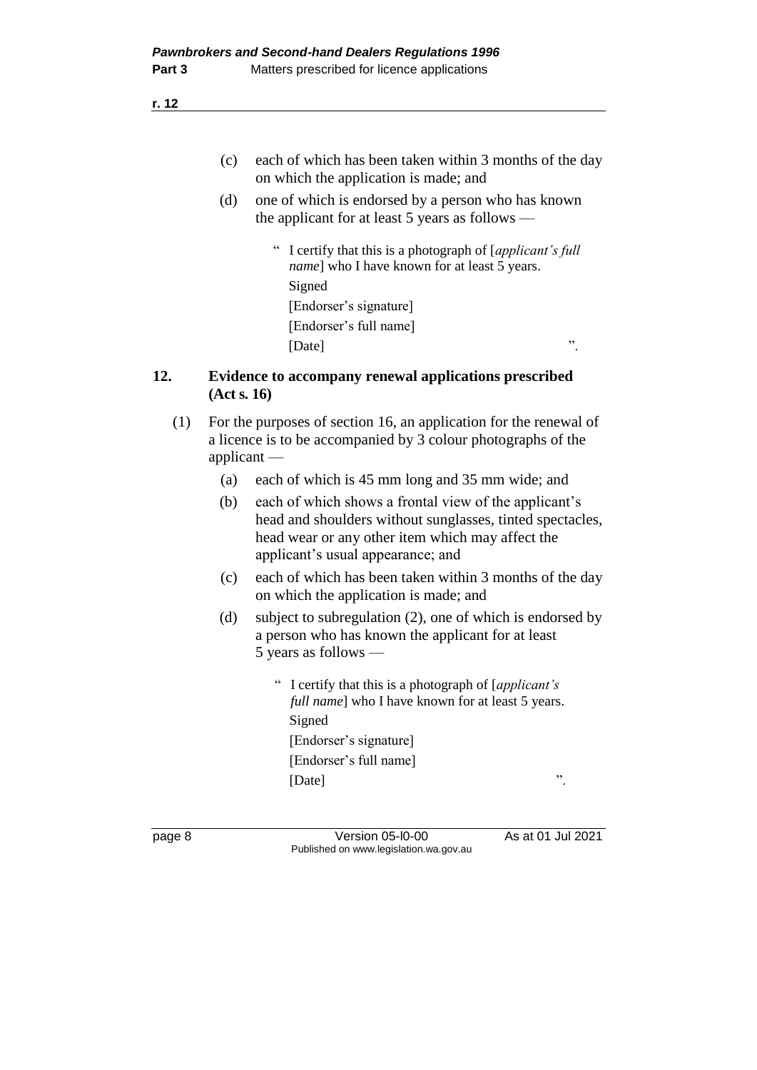(c) each of which has been taken within 3 months of the day on which the application is made; and

(d) one of which is endorsed by a person who has known the applicant for at least 5 years as follows —

> " I certify that this is a photograph of [*applicant's full name*] who I have known for at least 5 years.
> Signed
> [Endorser's signature]
> [Endorser's full name]
> [Date] ".

## 12. Evidence to accompany renewal applications prescribed (Act s. 16)

(1) For the purposes of section 16, an application for the renewal of a licence is to be accompanied by 3 colour photographs of the applicant —

(a) each of which is 45 mm long and 35 mm wide; and

(b) each of which shows a frontal view of the applicant's head and shoulders without sunglasses, tinted spectacles, head wear or any other item which may affect the applicant's usual appearance; and

(c) each of which has been taken within 3 months of the day on which the application is made; and

(d) subject to subregulation (2), one of which is endorsed by a person who has known the applicant for at least 5 years as follows —

> " I certify that this is a photograph of [*applicant's full name*] who I have known for at least 5 years.
> Signed
> [Endorser's signature]
> [Endorser's full name]
> [Date] ".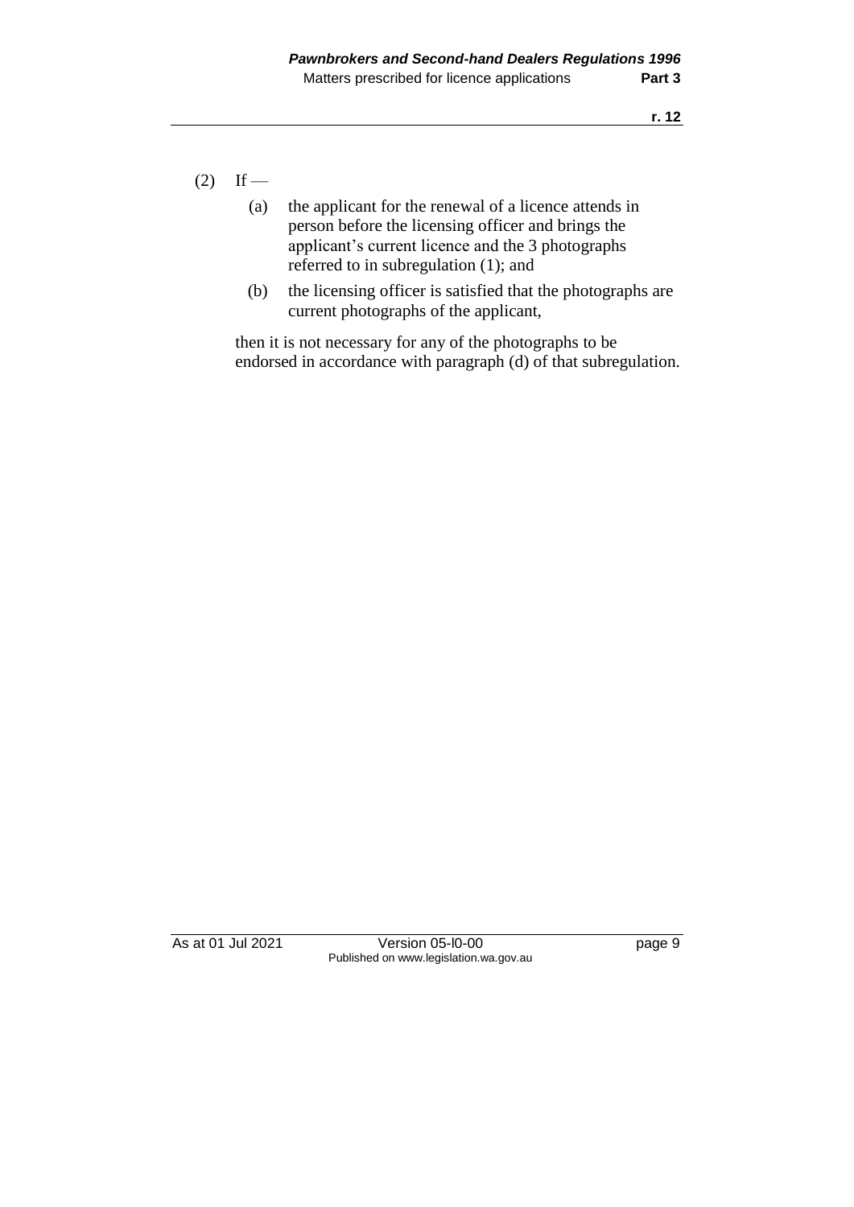(2) If —

(a) the applicant for the renewal of a licence attends in person before the licensing officer and brings the applicant's current licence and the 3 photographs referred to in subregulation (1); and

(b) the licensing officer is satisfied that the photographs are current photographs of the applicant,

then it is not necessary for any of the photographs to be endorsed in accordance with paragraph (d) of that subregulation.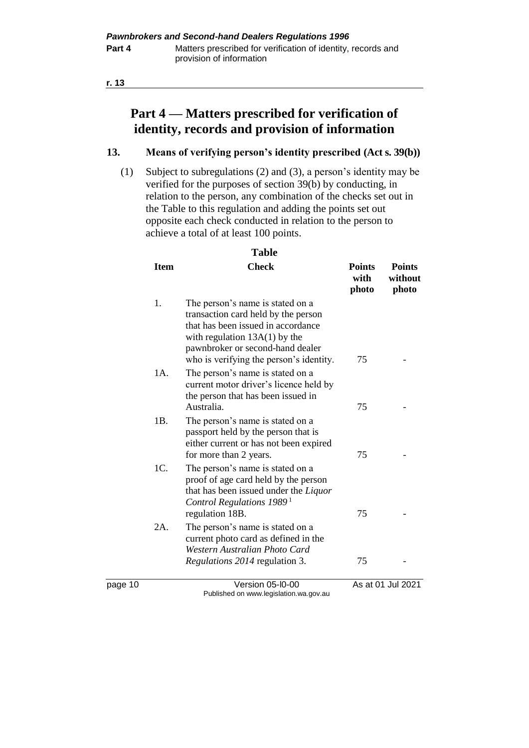# Part 4 — Matters prescribed for verification of identity, records and provision of information

## 13. Means of verifying person's identity prescribed (Act s. 39(b))

(1) Subject to subregulations (2) and (3), a person's identity may be verified for the purposes of section 39(b) by conducting, in relation to the person, any combination of the checks set out in the Table to this regulation and adding the points set out opposite each check conducted in relation to the person to achieve a total of at least 100 points.

**Table**

| Item | Check | Points with photo | Points without photo |
|---|---|---|---|
| 1. | The person's name is stated on a transaction card held by the person that has been issued in accordance with regulation 13A(1) by the pawnbroker or second-hand dealer who is verifying the person's identity. | 75 | - |
| 1A. | The person's name is stated on a current motor driver's licence held by the person that has been issued in Australia. | 75 | - |
| 1B. | The person's name is stated on a passport held by the person that is either current or has not been expired for more than 2 years. | 75 | - |
| 1C. | The person's name is stated on a proof of age card held by the person that has been issued under the *Liquor Control Regulations 1989* [1] regulation 18B. | 75 | - |
| 2A. | The person's name is stated on a current photo card as defined in the *Western Australian Photo Card Regulations 2014* regulation 3. | 75 | - |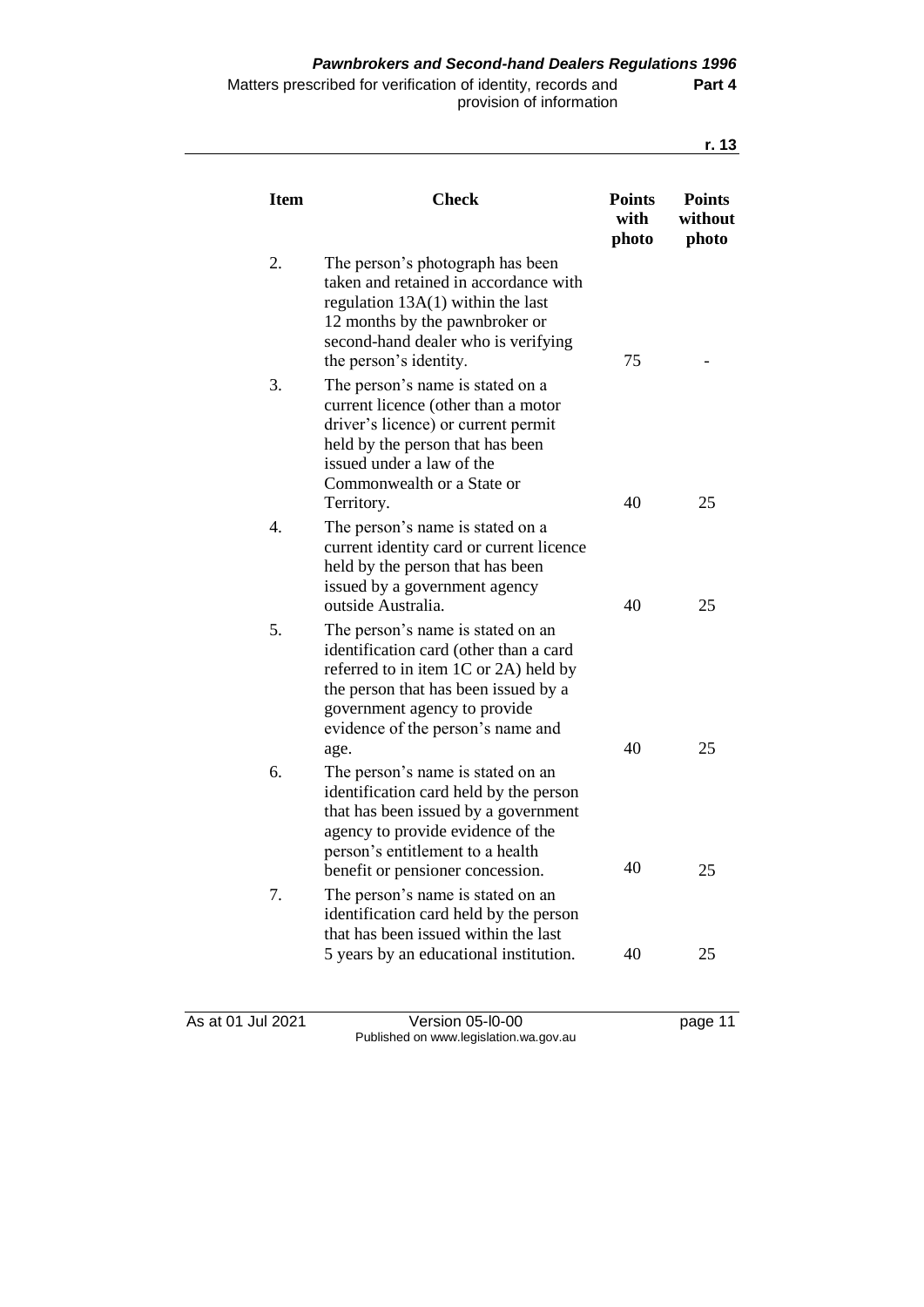| Item | Check | Points with photo | Points without photo |
|---|---|---|---|
| 2. | The person's photograph has been taken and retained in accordance with regulation 13A(1) within the last 12 months by the pawnbroker or second-hand dealer who is verifying the person's identity. | 75 | - |
| 3. | The person's name is stated on a current licence (other than a motor driver's licence) or current permit held by the person that has been issued under a law of the Commonwealth or a State or Territory. | 40 | 25 |
| 4. | The person's name is stated on a current identity card or current licence held by the person that has been issued by a government agency outside Australia. | 40 | 25 |
| 5. | The person's name is stated on an identification card (other than a card referred to in item 1C or 2A) held by the person that has been issued by a government agency to provide evidence of the person's name and age. | 40 | 25 |
| 6. | The person's name is stated on an identification card held by the person that has been issued by a government agency to provide evidence of the person's entitlement to a health benefit or pensioner concession. | 40 | 25 |
| 7. | The person's name is stated on an identification card held by the person that has been issued within the last 5 years by an educational institution. | 40 | 25 |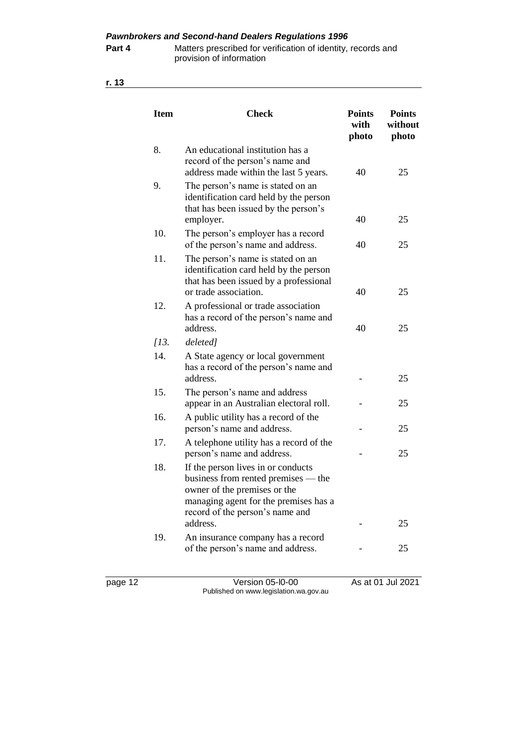| Item | Check | Points with photo | Points without photo |
|---|---|---|---|
| 8. | An educational institution has a record of the person's name and address made within the last 5 years. | 40 | 25 |
| 9. | The person's name is stated on an identification card held by the person that has been issued by the person's employer. | 40 | 25 |
| 10. | The person's employer has a record of the person's name and address. | 40 | 25 |
| 11. | The person's name is stated on an identification card held by the person that has been issued by a professional or trade association. | 40 | 25 |
| 12. | A professional or trade association has a record of the person's name and address. | 40 | 25 |
| *[13.* | *deleted]* | | |
| 14. | A State agency or local government has a record of the person's name and address. | - | 25 |
| 15. | The person's name and address appear in an Australian electoral roll. | - | 25 |
| 16. | A public utility has a record of the person's name and address. | - | 25 |
| 17. | A telephone utility has a record of the person's name and address. | - | 25 |
| 18. | If the person lives in or conducts business from rented premises — the owner of the premises or the managing agent for the premises has a record of the person's name and address. | - | 25 |
| 19. | An insurance company has a record of the person's name and address. | - | 25 |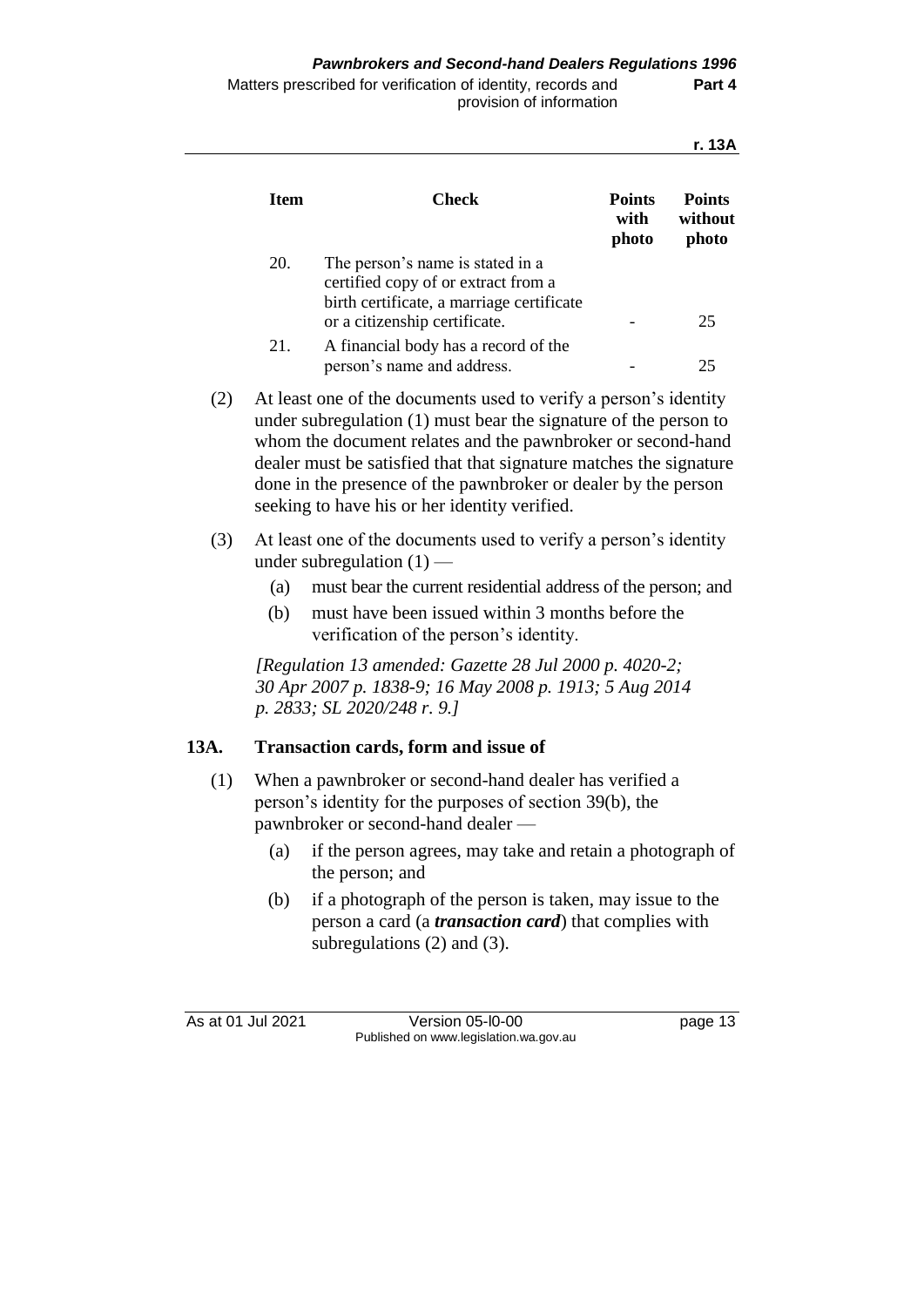| Item | Check | Points with photo | Points without photo |
|---|---|---|---|
| 20. | The person's name is stated in a certified copy of or extract from a birth certificate, a marriage certificate or a citizenship certificate. | - | 25 |
| 21. | A financial body has a record of the person's name and address. | - | 25 |

(2) At least one of the documents used to verify a person's identity under subregulation (1) must bear the signature of the person to whom the document relates and the pawnbroker or second-hand dealer must be satisfied that that signature matches the signature done in the presence of the pawnbroker or dealer by the person seeking to have his or her identity verified.

(3) At least one of the documents used to verify a person's identity under subregulation (1) —

- (a) must bear the current residential address of the person; and
- (b) must have been issued within 3 months before the verification of the person's identity.

*[Regulation 13 amended: Gazette 28 Jul 2000 p. 4020-2; 30 Apr 2007 p. 1838-9; 16 May 2008 p. 1913; 5 Aug 2014 p. 2833; SL 2020/248 r. 9.]*

## 13A. Transaction cards, form and issue of

(1) When a pawnbroker or second-hand dealer has verified a person's identity for the purposes of section 39(b), the pawnbroker or second-hand dealer —

- (a) if the person agrees, may take and retain a photograph of the person; and
- (b) if a photograph of the person is taken, may issue to the person a card (a ***transaction card***) that complies with subregulations (2) and (3).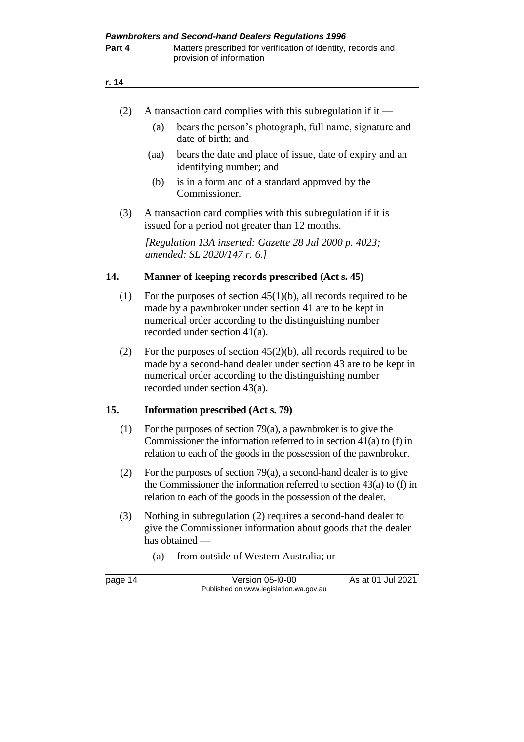(2) A transaction card complies with this subregulation if it —

(a) bears the person's photograph, full name, signature and date of birth; and

(aa) bears the date and place of issue, date of expiry and an identifying number; and

(b) is in a form and of a standard approved by the Commissioner.

(3) A transaction card complies with this subregulation if it is issued for a period not greater than 12 months.

*[Regulation 13A inserted: Gazette 28 Jul 2000 p. 4023; amended: SL 2020/147 r. 6.]*

## 14. Manner of keeping records prescribed (Act s. 45)

(1) For the purposes of section 45(1)(b), all records required to be made by a pawnbroker under section 41 are to be kept in numerical order according to the distinguishing number recorded under section 41(a).

(2) For the purposes of section 45(2)(b), all records required to be made by a second-hand dealer under section 43 are to be kept in numerical order according to the distinguishing number recorded under section 43(a).

## 15. Information prescribed (Act s. 79)

(1) For the purposes of section 79(a), a pawnbroker is to give the Commissioner the information referred to in section 41(a) to (f) in relation to each of the goods in the possession of the pawnbroker.

(2) For the purposes of section 79(a), a second-hand dealer is to give the Commissioner the information referred to section 43(a) to (f) in relation to each of the goods in the possession of the dealer.

(3) Nothing in subregulation (2) requires a second-hand dealer to give the Commissioner information about goods that the dealer has obtained —

(a) from outside of Western Australia; or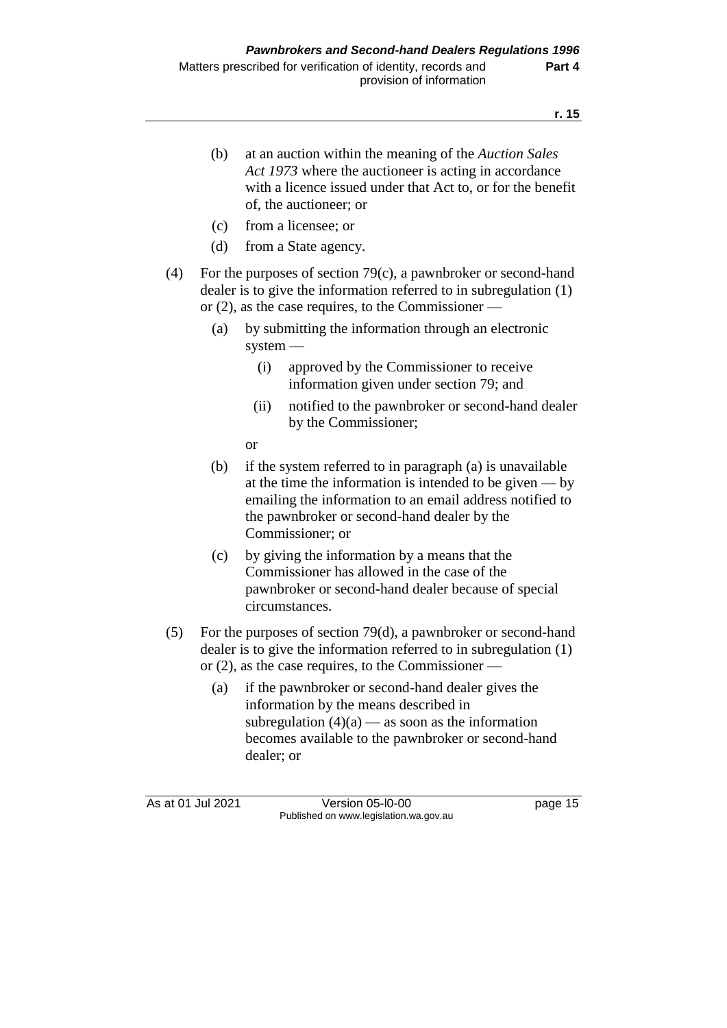(b) at an auction within the meaning of the *Auction Sales Act 1973* where the auctioneer is acting in accordance with a licence issued under that Act to, or for the benefit of, the auctioneer; or

(c) from a licensee; or

(d) from a State agency.

(4) For the purposes of section 79(c), a pawnbroker or second-hand dealer is to give the information referred to in subregulation (1) or (2), as the case requires, to the Commissioner —

(a) by submitting the information through an electronic system —

(i) approved by the Commissioner to receive information given under section 79; and

(ii) notified to the pawnbroker or second-hand dealer by the Commissioner;

or

(b) if the system referred to in paragraph (a) is unavailable at the time the information is intended to be given — by emailing the information to an email address notified to the pawnbroker or second-hand dealer by the Commissioner; or

(c) by giving the information by a means that the Commissioner has allowed in the case of the pawnbroker or second-hand dealer because of special circumstances.

(5) For the purposes of section 79(d), a pawnbroker or second-hand dealer is to give the information referred to in subregulation (1) or (2), as the case requires, to the Commissioner —

(a) if the pawnbroker or second-hand dealer gives the information by the means described in subregulation (4)(a) — as soon as the information becomes available to the pawnbroker or second-hand dealer; or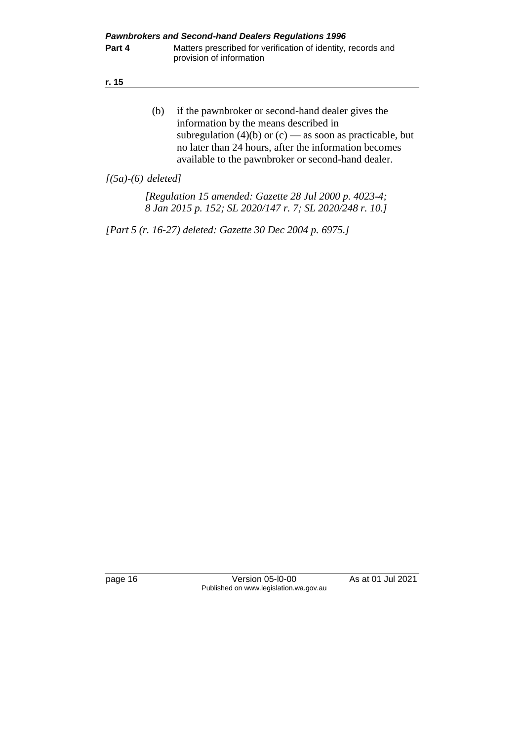(b) if the pawnbroker or second-hand dealer gives the information by the means described in subregulation (4)(b) or (c) — as soon as practicable, but no later than 24 hours, after the information becomes available to the pawnbroker or second-hand dealer.

*[(5a)-(6) deleted]*

*[Regulation 15 amended: Gazette 28 Jul 2000 p. 4023-4; 8 Jan 2015 p. 152; SL 2020/147 r. 7; SL 2020/248 r. 10.]*

*[Part 5 (r. 16-27) deleted: Gazette 30 Dec 2004 p. 6975.]*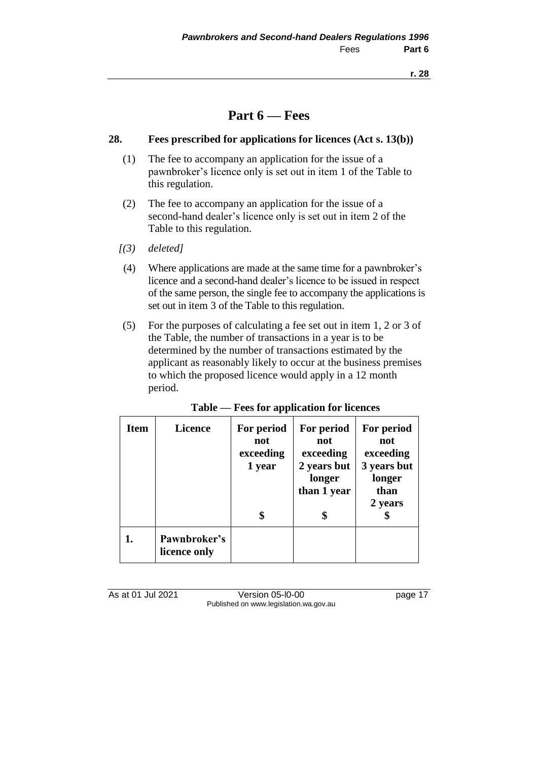# Part 6 — Fees

## 28. Fees prescribed for applications for licences (Act s. 13(b))

(1) The fee to accompany an application for the issue of a pawnbroker's licence only is set out in item 1 of the Table to this regulation.

(2) The fee to accompany an application for the issue of a second-hand dealer's licence only is set out in item 2 of the Table to this regulation.

*[(3) deleted]*

(4) Where applications are made at the same time for a pawnbroker's licence and a second-hand dealer's licence to be issued in respect of the same person, the single fee to accompany the applications is set out in item 3 of the Table to this regulation.

(5) For the purposes of calculating a fee set out in item 1, 2 or 3 of the Table, the number of transactions in a year is to be determined by the number of transactions estimated by the applicant as reasonably likely to occur at the business premises to which the proposed licence would apply in a 12 month period.

**Table — Fees for application for licences**

| Item | Licence | For period not exceeding 1 year<br>$ | For period not exceeding 2 years but longer than 1 year<br>$ | For period not exceeding 3 years but longer than 2 years<br>$ |
|---|---|---|---|---|
| **1.** | **Pawnbroker's licence only** | | | |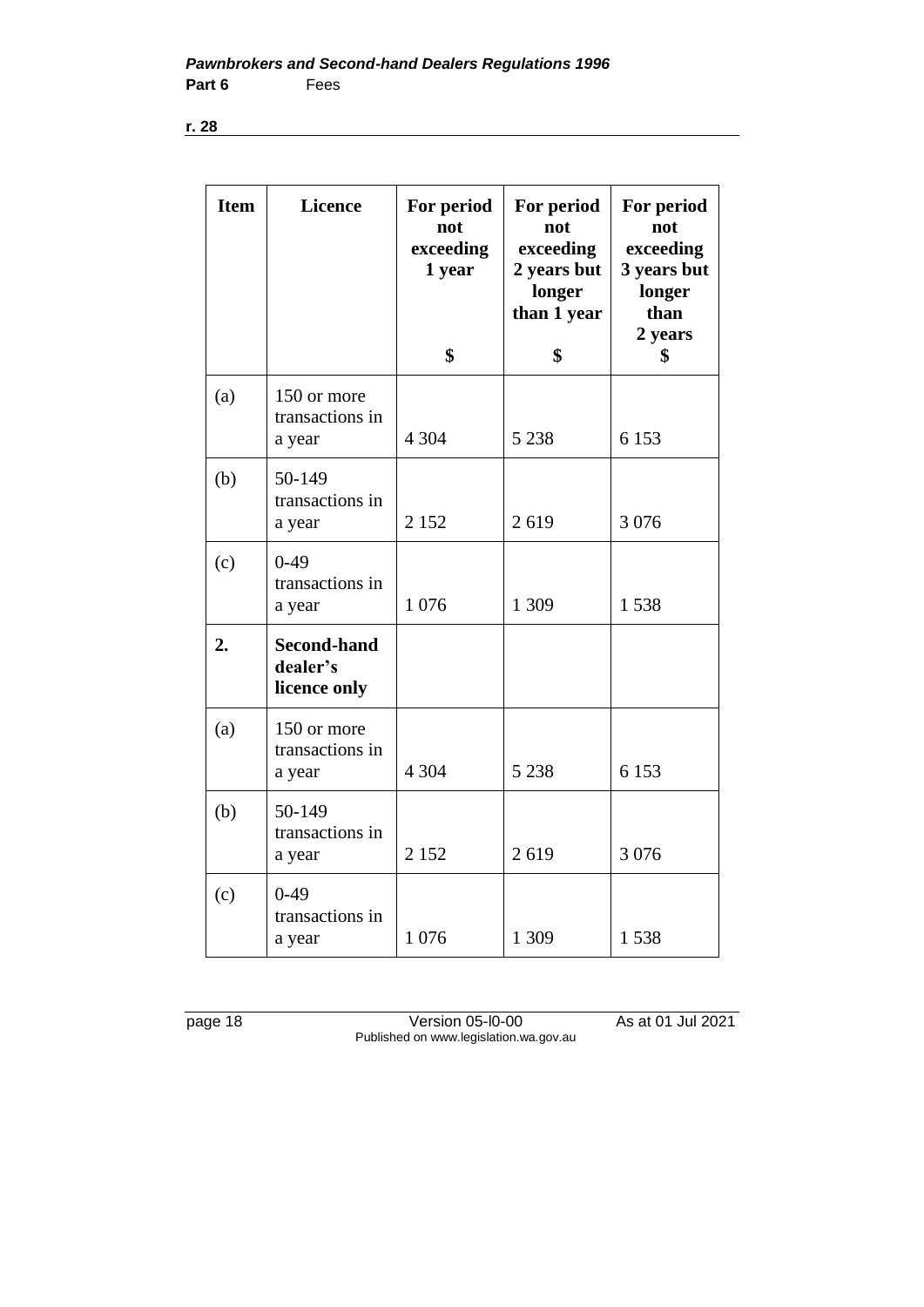| Item | Licence | For period not exceeding 1 year<br><br>$ | For period not exceeding 2 years but longer than 1 year<br><br>$ | For period not exceeding 3 years but longer than 2 years<br>$ |
|---|---|---|---|---|
| (a) | 150 or more transactions in a year | 4 304 | 5 238 | 6 153 |
| (b) | 50-149 transactions in a year | 2 152 | 2 619 | 3 076 |
| (c) | 0-49 transactions in a year | 1 076 | 1 309 | 1 538 |
| **2.** | **Second-hand dealer's licence only** | | | |
| (a) | 150 or more transactions in a year | 4 304 | 5 238 | 6 153 |
| (b) | 50-149 transactions in a year | 2 152 | 2 619 | 3 076 |
| (c) | 0-49 transactions in a year | 1 076 | 1 309 | 1 538 |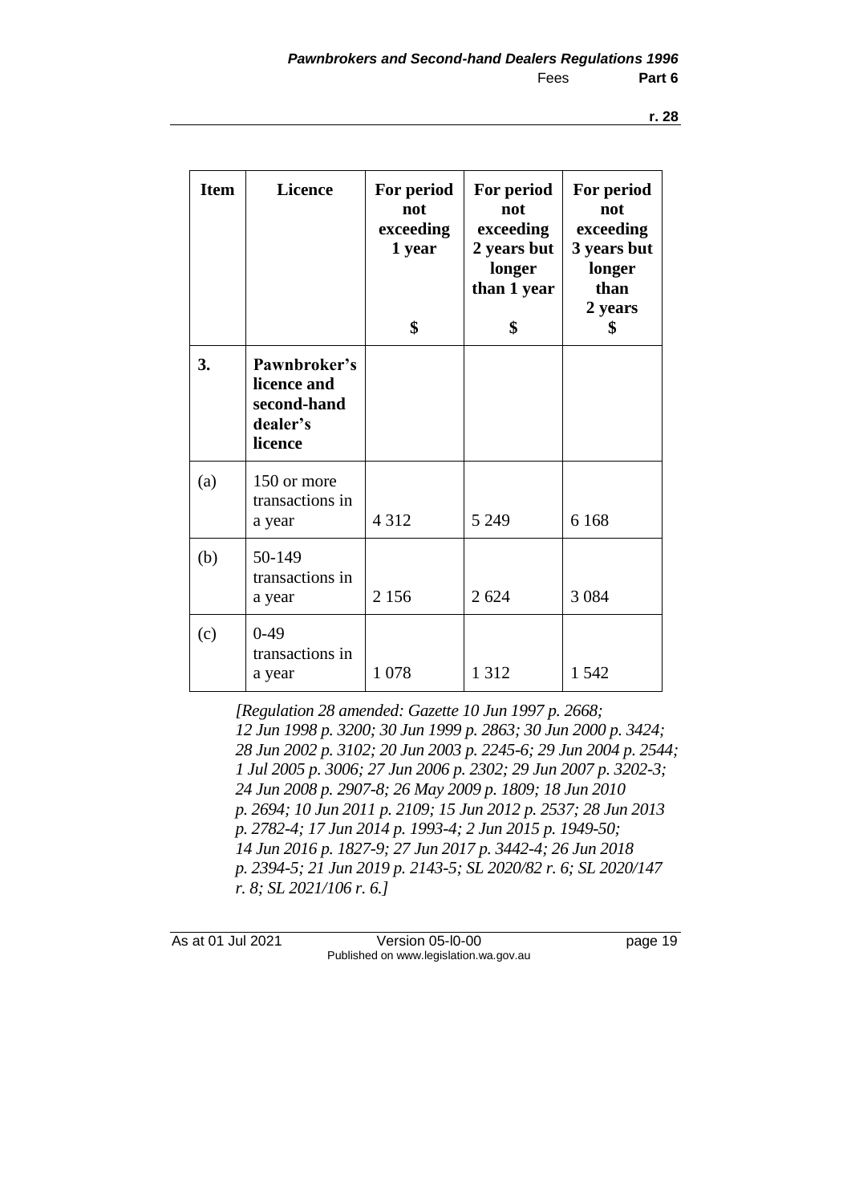| Item | Licence | For period not exceeding 1 year<br>$ | For period not exceeding 2 years but longer than 1 year<br>$ | For period not exceeding 3 years but longer than 2 years<br>$ |
|---|---|---|---|---|
| 3. | **Pawnbroker's licence and second-hand dealer's licence** | | | |
| (a) | 150 or more transactions in a year | 4 312 | 5 249 | 6 168 |
| (b) | 50-149 transactions in a year | 2 156 | 2 624 | 3 084 |
| (c) | 0-49 transactions in a year | 1 078 | 1 312 | 1 542 |

*[Regulation 28 amended: Gazette 10 Jun 1997 p. 2668; 12 Jun 1998 p. 3200; 30 Jun 1999 p. 2863; 30 Jun 2000 p. 3424; 28 Jun 2002 p. 3102; 20 Jun 2003 p. 2245-6; 29 Jun 2004 p. 2544; 1 Jul 2005 p. 3006; 27 Jun 2006 p. 2302; 29 Jun 2007 p. 3202-3; 24 Jun 2008 p. 2907-8; 26 May 2009 p. 1809; 18 Jun 2010 p. 2694; 10 Jun 2011 p. 2109; 15 Jun 2012 p. 2537; 28 Jun 2013 p. 2782-4; 17 Jun 2014 p. 1993-4; 2 Jun 2015 p. 1949-50; 14 Jun 2016 p. 1827-9; 27 Jun 2017 p. 3442-4; 26 Jun 2018 p. 2394-5; 21 Jun 2019 p. 2143-5; SL 2020/82 r. 6; SL 2020/147 r. 8; SL 2021/106 r. 6.]*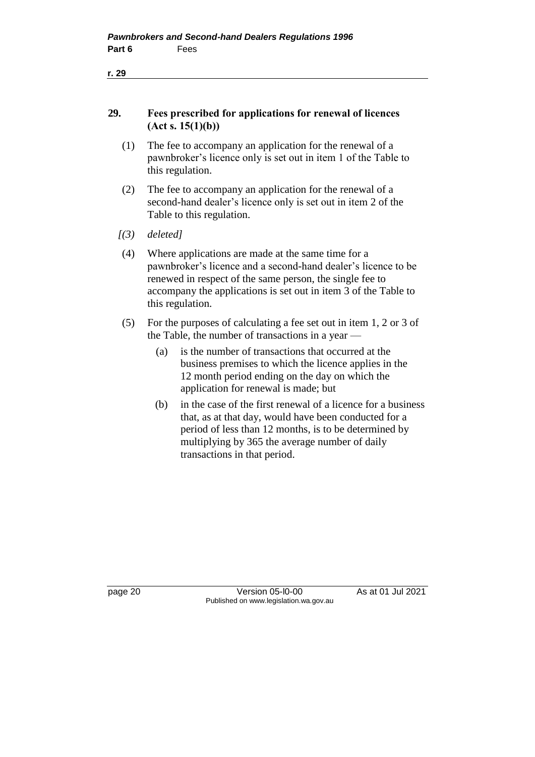## 29. Fees prescribed for applications for renewal of licences (Act s. 15(1)(b))

(1) The fee to accompany an application for the renewal of a pawnbroker's licence only is set out in item 1 of the Table to this regulation.

(2) The fee to accompany an application for the renewal of a second-hand dealer's licence only is set out in item 2 of the Table to this regulation.

*[(3) deleted]*

(4) Where applications are made at the same time for a pawnbroker's licence and a second-hand dealer's licence to be renewed in respect of the same person, the single fee to accompany the applications is set out in item 3 of the Table to this regulation.

(5) For the purposes of calculating a fee set out in item 1, 2 or 3 of the Table, the number of transactions in a year —

(a) is the number of transactions that occurred at the business premises to which the licence applies in the 12 month period ending on the day on which the application for renewal is made; but

(b) in the case of the first renewal of a licence for a business that, as at that day, would have been conducted for a period of less than 12 months, is to be determined by multiplying by 365 the average number of daily transactions in that period.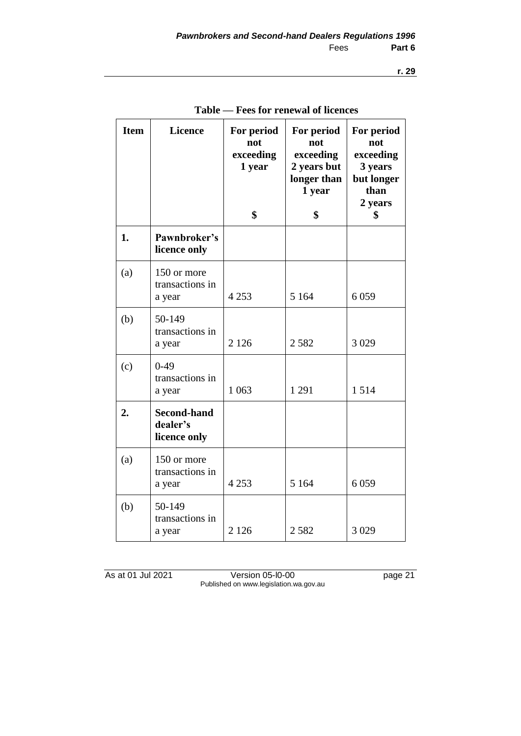**Table — Fees for renewal of licences**

| Item | Licence | For period not exceeding 1 year<br>$ | For period not exceeding 2 years but longer than 1 year<br>$ | For period not exceeding 3 years but longer than 2 years<br>$ |
|---|---|---|---|---|
| **1.** | **Pawnbroker's licence only** | | | |
| (a) | 150 or more transactions in a year | 4 253 | 5 164 | 6 059 |
| (b) | 50-149 transactions in a year | 2 126 | 2 582 | 3 029 |
| (c) | 0-49 transactions in a year | 1 063 | 1 291 | 1 514 |
| **2.** | **Second-hand dealer's licence only** | | | |
| (a) | 150 or more transactions in a year | 4 253 | 5 164 | 6 059 |
| (b) | 50-149 transactions in a year | 2 126 | 2 582 | 3 029 |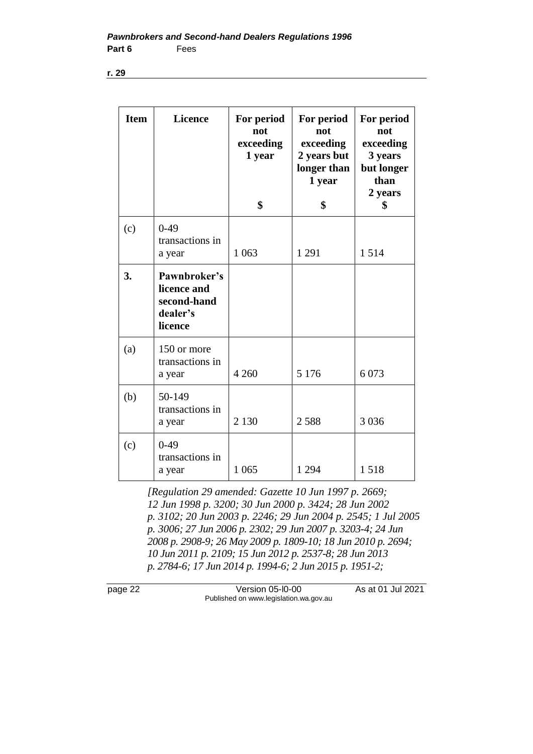| Item | Licence | For period not exceeding 1 year<br><br>$ | For period not exceeding 2 years but longer than 1 year<br>$ | For period not exceeding 3 years but longer than 2 years<br>$ |
|---|---|---|---|---|
| (c) | 0-49 transactions in a year | 1 063 | 1 291 | 1 514 |
| **3.** | **Pawnbroker's licence and second-hand dealer's licence** | | | |
| (a) | 150 or more transactions in a year | 4 260 | 5 176 | 6 073 |
| (b) | 50-149 transactions in a year | 2 130 | 2 588 | 3 036 |
| (c) | 0-49 transactions in a year | 1 065 | 1 294 | 1 518 |

*[Regulation 29 amended: Gazette 10 Jun 1997 p. 2669; 12 Jun 1998 p. 3200; 30 Jun 2000 p. 3424; 28 Jun 2002 p. 3102; 20 Jun 2003 p. 2246; 29 Jun 2004 p. 2545; 1 Jul 2005 p. 3006; 27 Jun 2006 p. 2302; 29 Jun 2007 p. 3203-4; 24 Jun 2008 p. 2908-9; 26 May 2009 p. 1809-10; 18 Jun 2010 p. 2694; 10 Jun 2011 p. 2109; 15 Jun 2012 p. 2537-8; 28 Jun 2013 p. 2784-6; 17 Jun 2014 p. 1994-6; 2 Jun 2015 p. 1951-2;*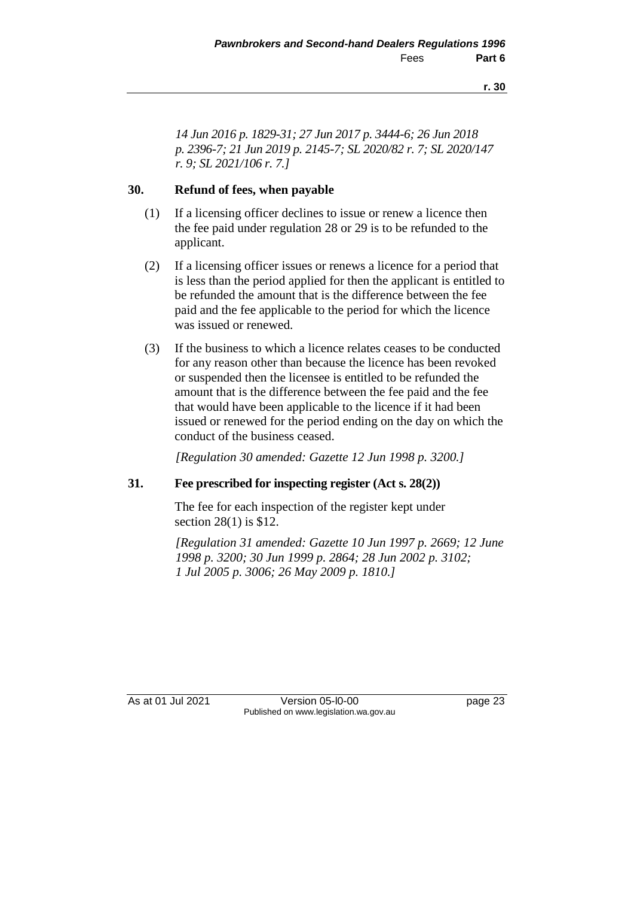*14 Jun 2016 p. 1829-31; 27 Jun 2017 p. 3444-6; 26 Jun 2018 p. 2396-7; 21 Jun 2019 p. 2145-7; SL 2020/82 r. 7; SL 2020/147 r. 9; SL 2021/106 r. 7.]*

### 30. Refund of fees, when payable

(1) If a licensing officer declines to issue or renew a licence then the fee paid under regulation 28 or 29 is to be refunded to the applicant.

(2) If a licensing officer issues or renews a licence for a period that is less than the period applied for then the applicant is entitled to be refunded the amount that is the difference between the fee paid and the fee applicable to the period for which the licence was issued or renewed.

(3) If the business to which a licence relates ceases to be conducted for any reason other than because the licence has been revoked or suspended then the licensee is entitled to be refunded the amount that is the difference between the fee paid and the fee that would have been applicable to the licence if it had been issued or renewed for the period ending on the day on which the conduct of the business ceased.

*[Regulation 30 amended: Gazette 12 Jun 1998 p. 3200.]*

### 31. Fee prescribed for inspecting register (Act s. 28(2))

The fee for each inspection of the register kept under section 28(1) is $12.

*[Regulation 31 amended: Gazette 10 Jun 1997 p. 2669; 12 June 1998 p. 3200; 30 Jun 1999 p. 2864; 28 Jun 2002 p. 3102; 1 Jul 2005 p. 3006; 26 May 2009 p. 1810.]*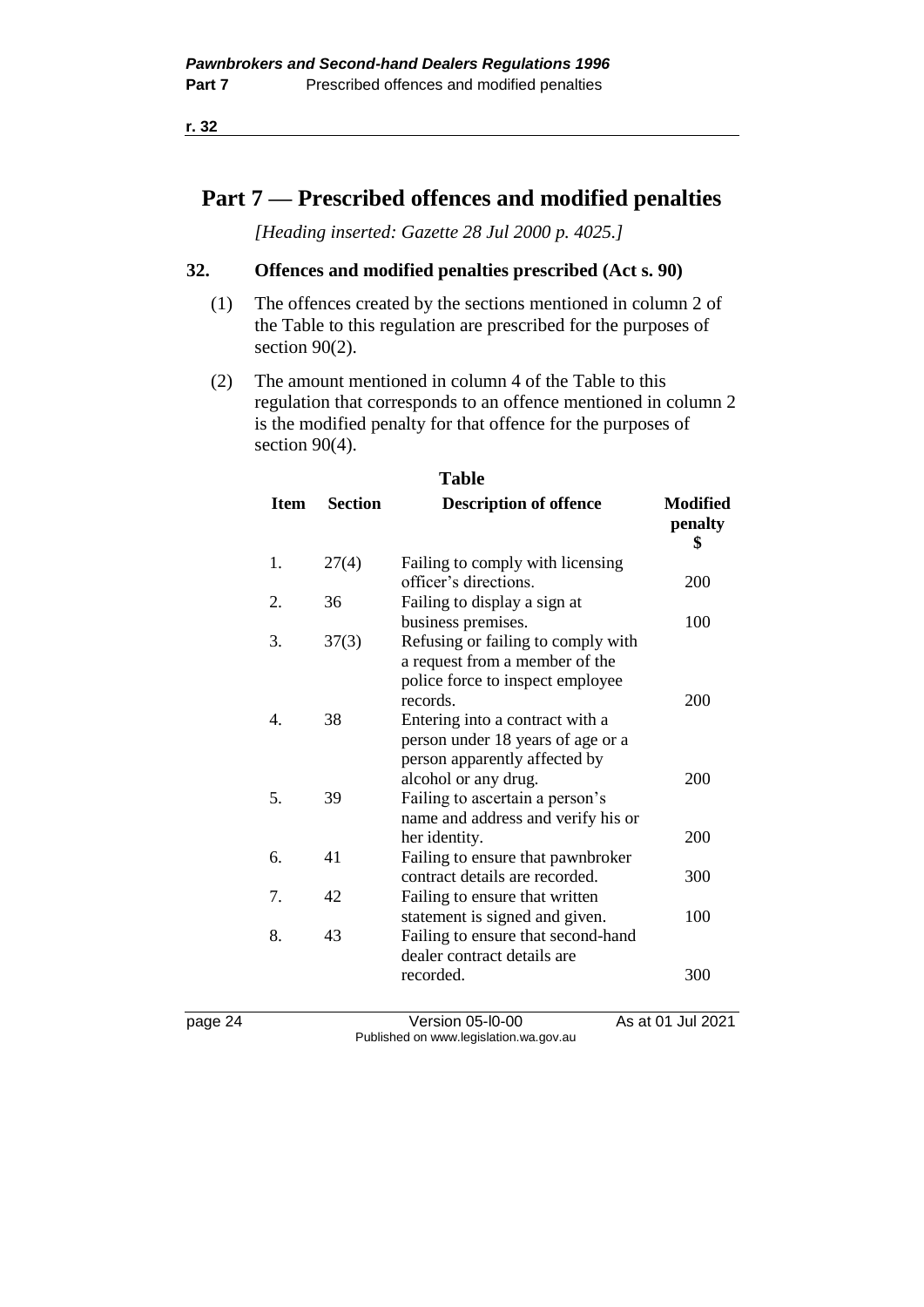# Part 7 — Prescribed offences and modified penalties

*[Heading inserted: Gazette 28 Jul 2000 p. 4025.]*

## 32. Offences and modified penalties prescribed (Act s. 90)

(1) The offences created by the sections mentioned in column 2 of the Table to this regulation are prescribed for the purposes of section 90(2).

(2) The amount mentioned in column 4 of the Table to this regulation that corresponds to an offence mentioned in column 2 is the modified penalty for that offence for the purposes of section 90(4).

**Table**

| Item | Section | Description of offence | Modified penalty $ |
|---|---|---|---|
| 1. | 27(4) | Failing to comply with licensing officer's directions. | 200 |
| 2. | 36 | Failing to display a sign at business premises. | 100 |
| 3. | 37(3) | Refusing or failing to comply with a request from a member of the police force to inspect employee records. | 200 |
| 4. | 38 | Entering into a contract with a person under 18 years of age or a person apparently affected by alcohol or any drug. | 200 |
| 5. | 39 | Failing to ascertain a person's name and address and verify his or her identity. | 200 |
| 6. | 41 | Failing to ensure that pawnbroker contract details are recorded. | 300 |
| 7. | 42 | Failing to ensure that written statement is signed and given. | 100 |
| 8. | 43 | Failing to ensure that second-hand dealer contract details are recorded. | 300 |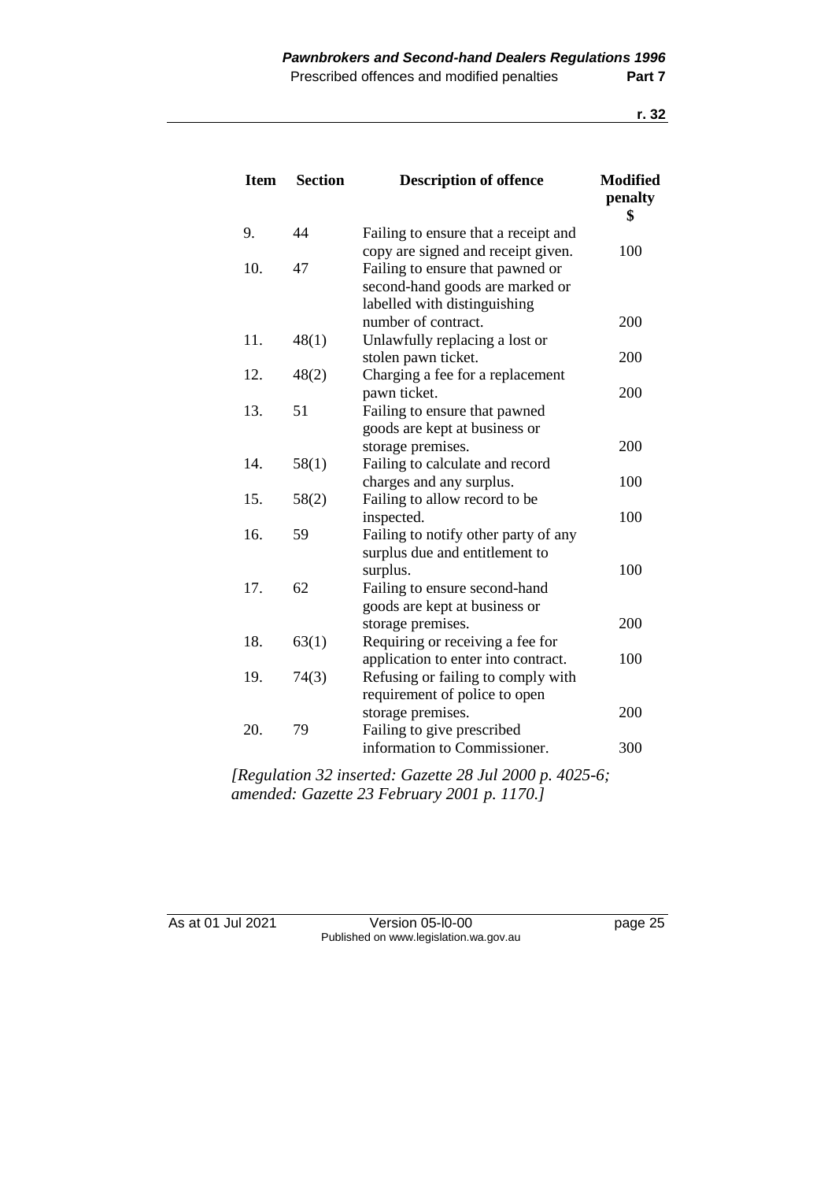| Item | Section | Description of offence | Modified penalty $ |
|---|---|---|---|
| 9. | 44 | Failing to ensure that a receipt and copy are signed and receipt given. | 100 |
| 10. | 47 | Failing to ensure that pawned or second-hand goods are marked or labelled with distinguishing number of contract. | 200 |
| 11. | 48(1) | Unlawfully replacing a lost or stolen pawn ticket. | 200 |
| 12. | 48(2) | Charging a fee for a replacement pawn ticket. | 200 |
| 13. | 51 | Failing to ensure that pawned goods are kept at business or storage premises. | 200 |
| 14. | 58(1) | Failing to calculate and record charges and any surplus. | 100 |
| 15. | 58(2) | Failing to allow record to be inspected. | 100 |
| 16. | 59 | Failing to notify other party of any surplus due and entitlement to surplus. | 100 |
| 17. | 62 | Failing to ensure second-hand goods are kept at business or storage premises. | 200 |
| 18. | 63(1) | Requiring or receiving a fee for application to enter into contract. | 100 |
| 19. | 74(3) | Refusing or failing to comply with requirement of police to open storage premises. | 200 |
| 20. | 79 | Failing to give prescribed information to Commissioner. | 300 |

*[Regulation 32 inserted: Gazette 28 Jul 2000 p. 4025-6; amended: Gazette 23 February 2001 p. 1170.]*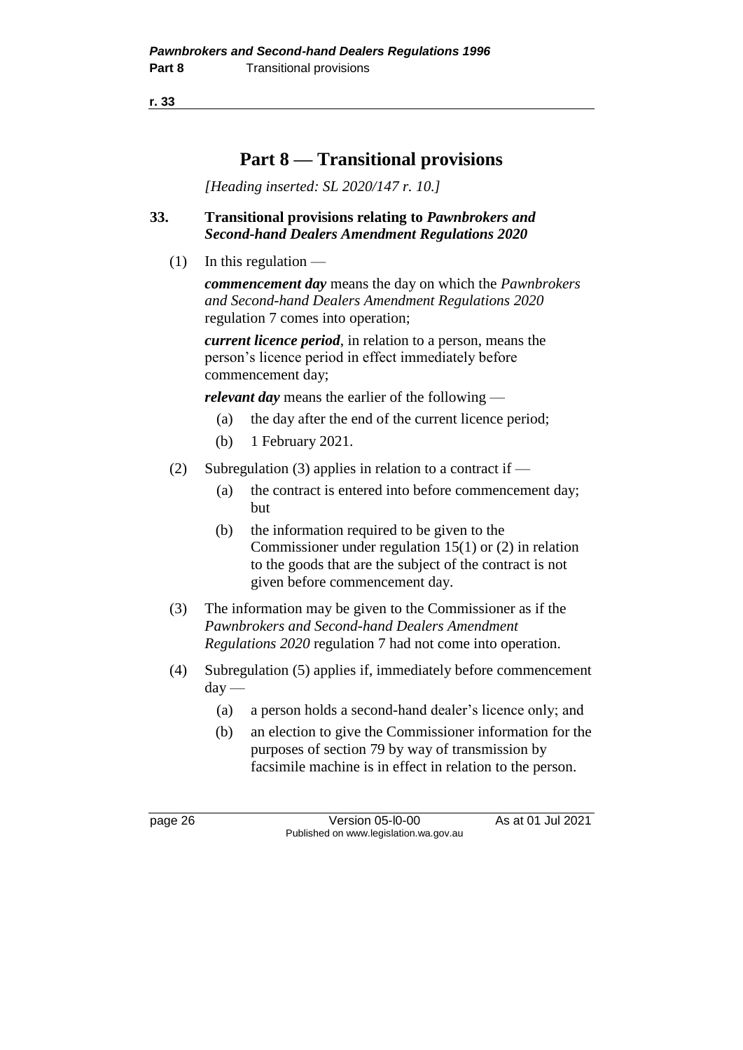# Part 8 — Transitional provisions

*[Heading inserted: SL 2020/147 r. 10.]*

### 33. Transitional provisions relating to *Pawnbrokers and Second-hand Dealers Amendment Regulations 2020*

(1) In this regulation —

***commencement day*** means the day on which the *Pawnbrokers and Second-hand Dealers Amendment Regulations 2020* regulation 7 comes into operation;

***current licence period***, in relation to a person, means the person's licence period in effect immediately before commencement day;

***relevant day*** means the earlier of the following —

- (a) the day after the end of the current licence period;
- (b) 1 February 2021.

(2) Subregulation (3) applies in relation to a contract if —

- (a) the contract is entered into before commencement day; but
- (b) the information required to be given to the Commissioner under regulation 15(1) or (2) in relation to the goods that are the subject of the contract is not given before commencement day.

(3) The information may be given to the Commissioner as if the *Pawnbrokers and Second-hand Dealers Amendment Regulations 2020* regulation 7 had not come into operation.

(4) Subregulation (5) applies if, immediately before commencement day —

- (a) a person holds a second-hand dealer's licence only; and
- (b) an election to give the Commissioner information for the purposes of section 79 by way of transmission by facsimile machine is in effect in relation to the person.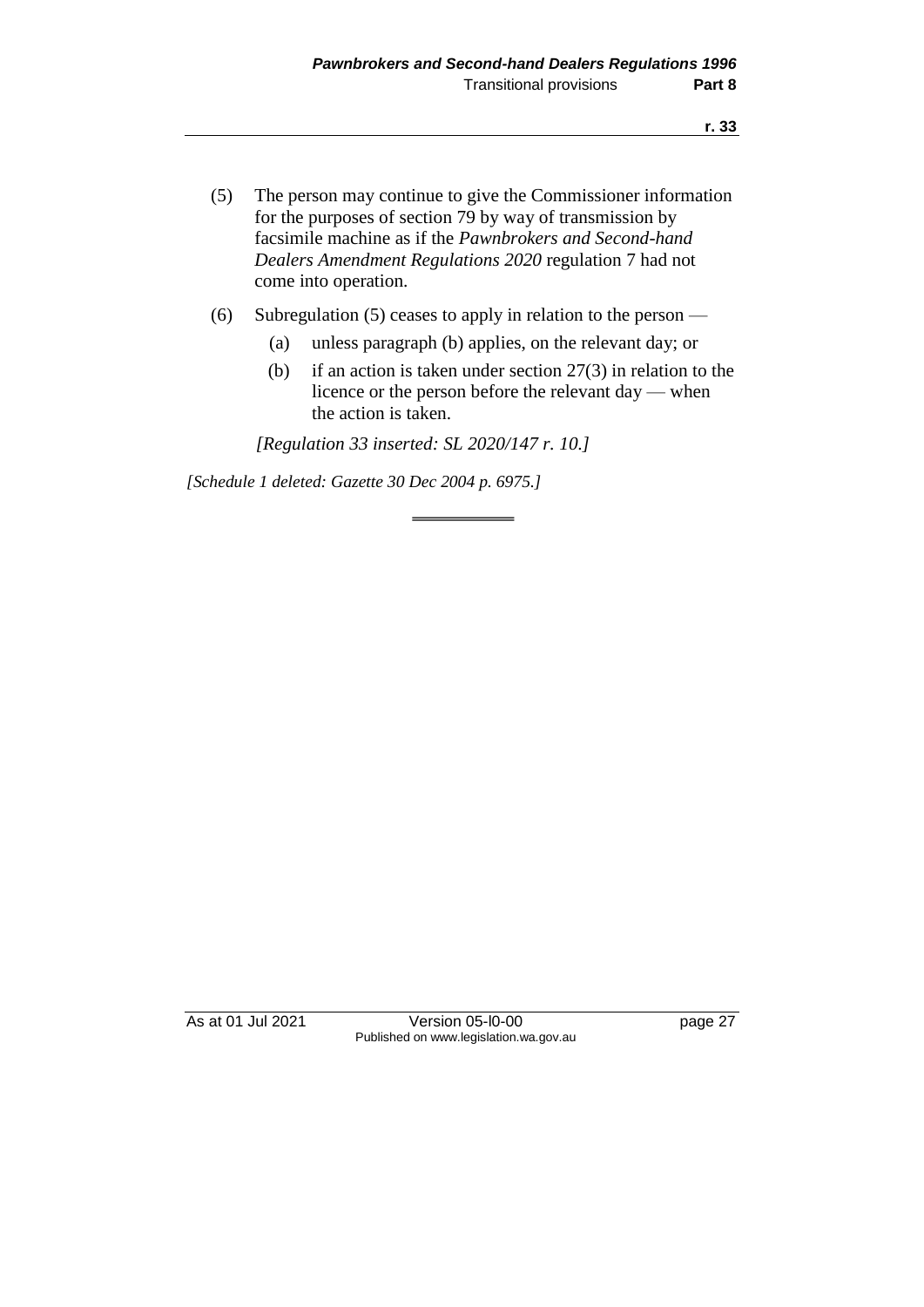(5) The person may continue to give the Commissioner information for the purposes of section 79 by way of transmission by facsimile machine as if the *Pawnbrokers and Second-hand Dealers Amendment Regulations 2020* regulation 7 had not come into operation.

(6) Subregulation (5) ceases to apply in relation to the person —

  (a) unless paragraph (b) applies, on the relevant day; or

  (b) if an action is taken under section 27(3) in relation to the licence or the person before the relevant day — when the action is taken.

*[Regulation 33 inserted: SL 2020/147 r. 10.]*

*[Schedule 1 deleted: Gazette 30 Dec 2004 p. 6975.]*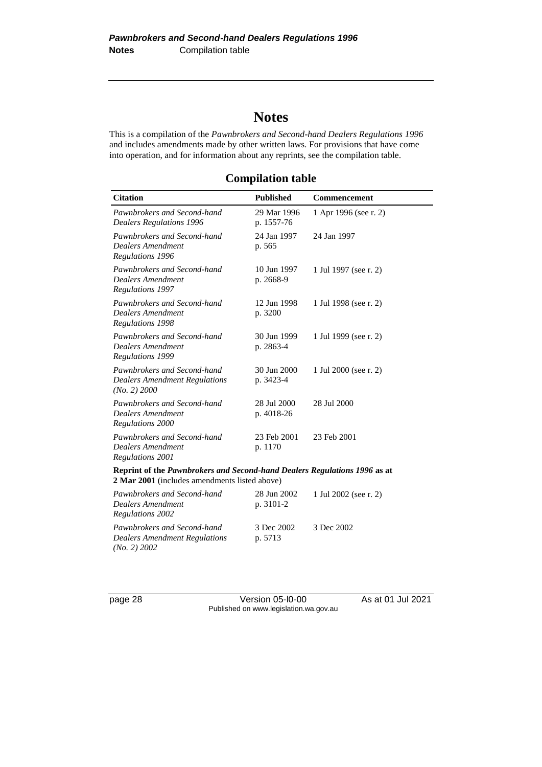# Notes

This is a compilation of the *Pawnbrokers and Second-hand Dealers Regulations 1996* and includes amendments made by other written laws. For provisions that have come into operation, and for information about any reprints, see the compilation table.

## Compilation table

| Citation | Published | Commencement |
|---|---|---|
| *Pawnbrokers and Second-hand Dealers Regulations 1996* | 29 Mar 1996 p. 1557-76 | 1 Apr 1996 (see r. 2) |
| *Pawnbrokers and Second-hand Dealers Amendment Regulations 1996* | 24 Jan 1997 p. 565 | 24 Jan 1997 |
| *Pawnbrokers and Second-hand Dealers Amendment Regulations 1997* | 10 Jun 1997 p. 2668-9 | 1 Jul 1997 (see r. 2) |
| *Pawnbrokers and Second-hand Dealers Amendment Regulations 1998* | 12 Jun 1998 p. 3200 | 1 Jul 1998 (see r. 2) |
| *Pawnbrokers and Second-hand Dealers Amendment Regulations 1999* | 30 Jun 1999 p. 2863-4 | 1 Jul 1999 (see r. 2) |
| *Pawnbrokers and Second-hand Dealers Amendment Regulations (No. 2) 2000* | 30 Jun 2000 p. 3423-4 | 1 Jul 2000 (see r. 2) |
| *Pawnbrokers and Second-hand Dealers Amendment Regulations 2000* | 28 Jul 2000 p. 4018-26 | 28 Jul 2000 |
| *Pawnbrokers and Second-hand Dealers Amendment Regulations 2001* | 23 Feb 2001 p. 1170 | 23 Feb 2001 |
| **Reprint of the *Pawnbrokers and Second-hand Dealers Regulations 1996* as at 2 Mar 2001** (includes amendments listed above) | | |
| *Pawnbrokers and Second-hand Dealers Amendment Regulations 2002* | 28 Jun 2002 p. 3101-2 | 1 Jul 2002 (see r. 2) |
| *Pawnbrokers and Second-hand Dealers Amendment Regulations (No. 2) 2002* | 3 Dec 2002 p. 5713 | 3 Dec 2002 |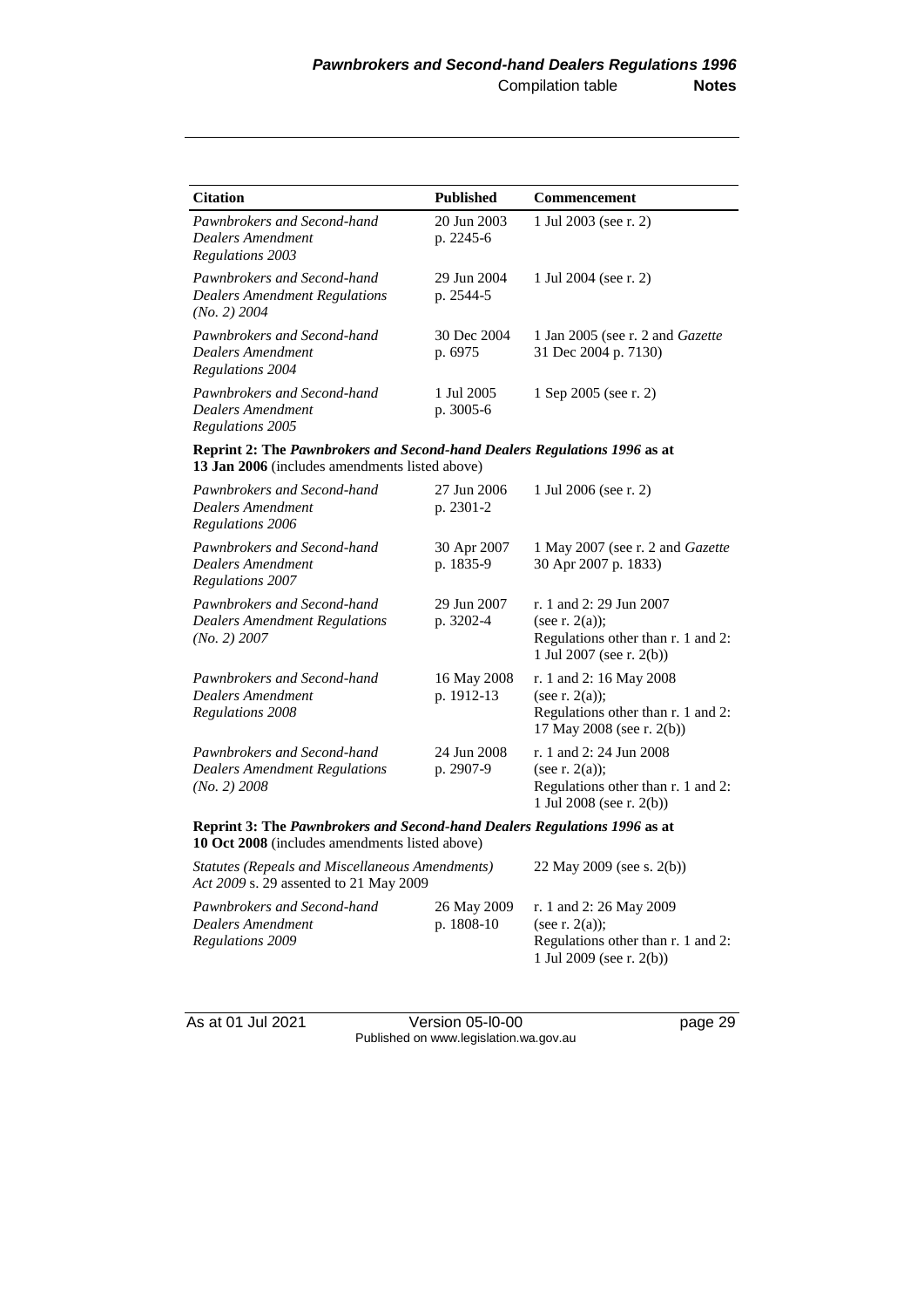| Citation | Published | Commencement |
|---|---|---|
| *Pawnbrokers and Second-hand Dealers Amendment Regulations 2003* | 20 Jun 2003 p. 2245-6 | 1 Jul 2003 (see r. 2) |
| *Pawnbrokers and Second-hand Dealers Amendment Regulations (No. 2) 2004* | 29 Jun 2004 p. 2544-5 | 1 Jul 2004 (see r. 2) |
| *Pawnbrokers and Second-hand Dealers Amendment Regulations 2004* | 30 Dec 2004 p. 6975 | 1 Jan 2005 (see r. 2 and *Gazette* 31 Dec 2004 p. 7130) |
| *Pawnbrokers and Second-hand Dealers Amendment Regulations 2005* | 1 Jul 2005 p. 3005-6 | 1 Sep 2005 (see r. 2) |
| **Reprint 2: The *Pawnbrokers and Second-hand Dealers Regulations 1996* as at 13 Jan 2006** (includes amendments listed above) | | |
| *Pawnbrokers and Second-hand Dealers Amendment Regulations 2006* | 27 Jun 2006 p. 2301-2 | 1 Jul 2006 (see r. 2) |
| *Pawnbrokers and Second-hand Dealers Amendment Regulations 2007* | 30 Apr 2007 p. 1835-9 | 1 May 2007 (see r. 2 and *Gazette* 30 Apr 2007 p. 1833) |
| *Pawnbrokers and Second-hand Dealers Amendment Regulations (No. 2) 2007* | 29 Jun 2007 p. 3202-4 | r. 1 and 2: 29 Jun 2007 (see r. 2(a)); Regulations other than r. 1 and 2: 1 Jul 2007 (see r. 2(b)) |
| *Pawnbrokers and Second-hand Dealers Amendment Regulations 2008* | 16 May 2008 p. 1912-13 | r. 1 and 2: 16 May 2008 (see r. 2(a)); Regulations other than r. 1 and 2: 17 May 2008 (see r. 2(b)) |
| *Pawnbrokers and Second-hand Dealers Amendment Regulations (No. 2) 2008* | 24 Jun 2008 p. 2907-9 | r. 1 and 2: 24 Jun 2008 (see r. 2(a)); Regulations other than r. 1 and 2: 1 Jul 2008 (see r. 2(b)) |
| **Reprint 3: The *Pawnbrokers and Second-hand Dealers Regulations 1996* as at 10 Oct 2008** (includes amendments listed above) | | |
| *Statutes (Repeals and Miscellaneous Amendments) Act 2009* s. 29 assented to 21 May 2009 | | 22 May 2009 (see s. 2(b)) |
| *Pawnbrokers and Second-hand Dealers Amendment Regulations 2009* | 26 May 2009 p. 1808-10 | r. 1 and 2: 26 May 2009 (see r. 2(a)); Regulations other than r. 1 and 2: 1 Jul 2009 (see r. 2(b)) |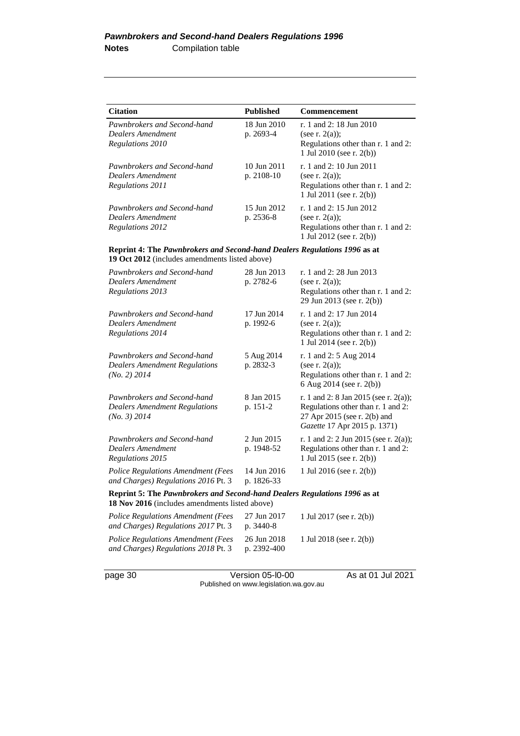| Citation | Published | Commencement |
|---|---|---|
| *Pawnbrokers and Second-hand Dealers Amendment Regulations 2010* | 18 Jun 2010 p. 2693-4 | r. 1 and 2: 18 Jun 2010 (see r. 2(a)); Regulations other than r. 1 and 2: 1 Jul 2010 (see r. 2(b)) |
| *Pawnbrokers and Second-hand Dealers Amendment Regulations 2011* | 10 Jun 2011 p. 2108-10 | r. 1 and 2: 10 Jun 2011 (see r. 2(a)); Regulations other than r. 1 and 2: 1 Jul 2011 (see r. 2(b)) |
| *Pawnbrokers and Second-hand Dealers Amendment Regulations 2012* | 15 Jun 2012 p. 2536-8 | r. 1 and 2: 15 Jun 2012 (see r. 2(a)); Regulations other than r. 1 and 2: 1 Jul 2012 (see r. 2(b)) |
| **Reprint 4: The *Pawnbrokers and Second-hand Dealers Regulations 1996* as at 19 Oct 2012** (includes amendments listed above) | | |
| *Pawnbrokers and Second-hand Dealers Amendment Regulations 2013* | 28 Jun 2013 p. 2782-6 | r. 1 and 2: 28 Jun 2013 (see r. 2(a)); Regulations other than r. 1 and 2: 29 Jun 2013 (see r. 2(b)) |
| *Pawnbrokers and Second-hand Dealers Amendment Regulations 2014* | 17 Jun 2014 p. 1992-6 | r. 1 and 2: 17 Jun 2014 (see r. 2(a)); Regulations other than r. 1 and 2: 1 Jul 2014 (see r. 2(b)) |
| *Pawnbrokers and Second-hand Dealers Amendment Regulations (No. 2) 2014* | 5 Aug 2014 p. 2832-3 | r. 1 and 2: 5 Aug 2014 (see r. 2(a)); Regulations other than r. 1 and 2: 6 Aug 2014 (see r. 2(b)) |
| *Pawnbrokers and Second-hand Dealers Amendment Regulations (No. 3) 2014* | 8 Jan 2015 p. 151-2 | r. 1 and 2: 8 Jan 2015 (see r. 2(a)); Regulations other than r. 1 and 2: 27 Apr 2015 (see r. 2(b) and *Gazette* 17 Apr 2015 p. 1371) |
| *Pawnbrokers and Second-hand Dealers Amendment Regulations 2015* | 2 Jun 2015 p. 1948-52 | r. 1 and 2: 2 Jun 2015 (see r. 2(a)); Regulations other than r. 1 and 2: 1 Jul 2015 (see r. 2(b)) |
| *Police Regulations Amendment (Fees and Charges) Regulations 2016* Pt. 3 | 14 Jun 2016 p. 1826-33 | 1 Jul 2016 (see r. 2(b)) |
| **Reprint 5: The *Pawnbrokers and Second-hand Dealers Regulations 1996* as at 18 Nov 2016** (includes amendments listed above) | | |
| *Police Regulations Amendment (Fees and Charges) Regulations 2017* Pt. 3 | 27 Jun 2017 p. 3440-8 | 1 Jul 2017 (see r. 2(b)) |
| *Police Regulations Amendment (Fees and Charges) Regulations 2018* Pt. 3 | 26 Jun 2018 p. 2392-400 | 1 Jul 2018 (see r. 2(b)) |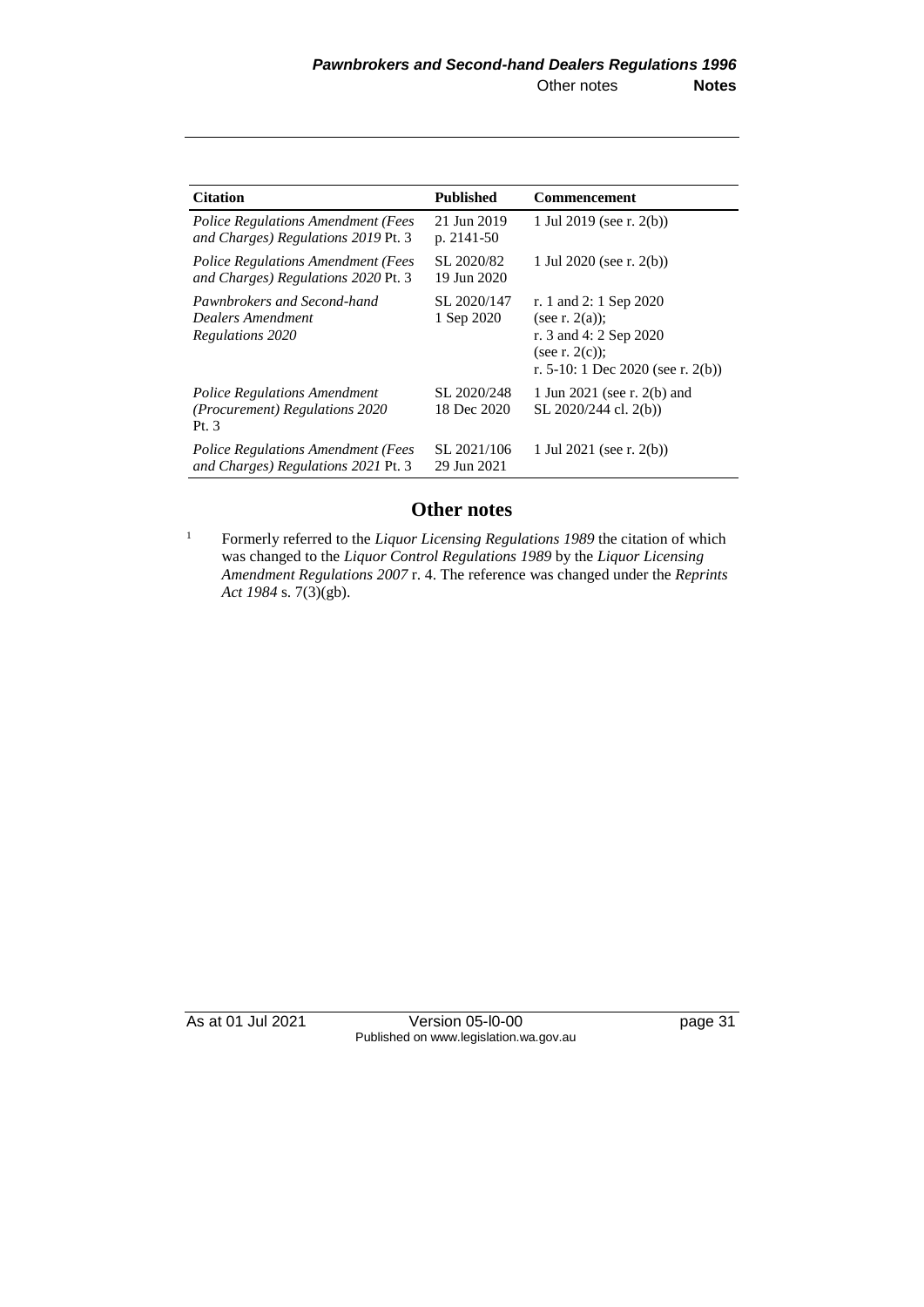| Citation | Published | Commencement |
|---|---|---|
| *Police Regulations Amendment (Fees and Charges) Regulations 2019* Pt. 3 | 21 Jun 2019 p. 2141-50 | 1 Jul 2019 (see r. 2(b)) |
| *Police Regulations Amendment (Fees and Charges) Regulations 2020* Pt. 3 | SL 2020/82 19 Jun 2020 | 1 Jul 2020 (see r. 2(b)) |
| *Pawnbrokers and Second-hand Dealers Amendment Regulations 2020* | SL 2020/147 1 Sep 2020 | r. 1 and 2: 1 Sep 2020 (see r. 2(a)); r. 3 and 4: 2 Sep 2020 (see r. 2(c)); r. 5-10: 1 Dec 2020 (see r. 2(b)) |
| *Police Regulations Amendment (Procurement) Regulations 2020* Pt. 3 | SL 2020/248 18 Dec 2020 | 1 Jun 2021 (see r. 2(b) and SL 2020/244 cl. 2(b)) |
| *Police Regulations Amendment (Fees and Charges) Regulations 2021* Pt. 3 | SL 2021/106 29 Jun 2021 | 1 Jul 2021 (see r. 2(b)) |

## Other notes

[1] Formerly referred to the *Liquor Licensing Regulations 1989* the citation of which was changed to the *Liquor Control Regulations 1989* by the *Liquor Licensing Amendment Regulations 2007* r. 4. The reference was changed under the *Reprints Act 1984* s. 7(3)(gb).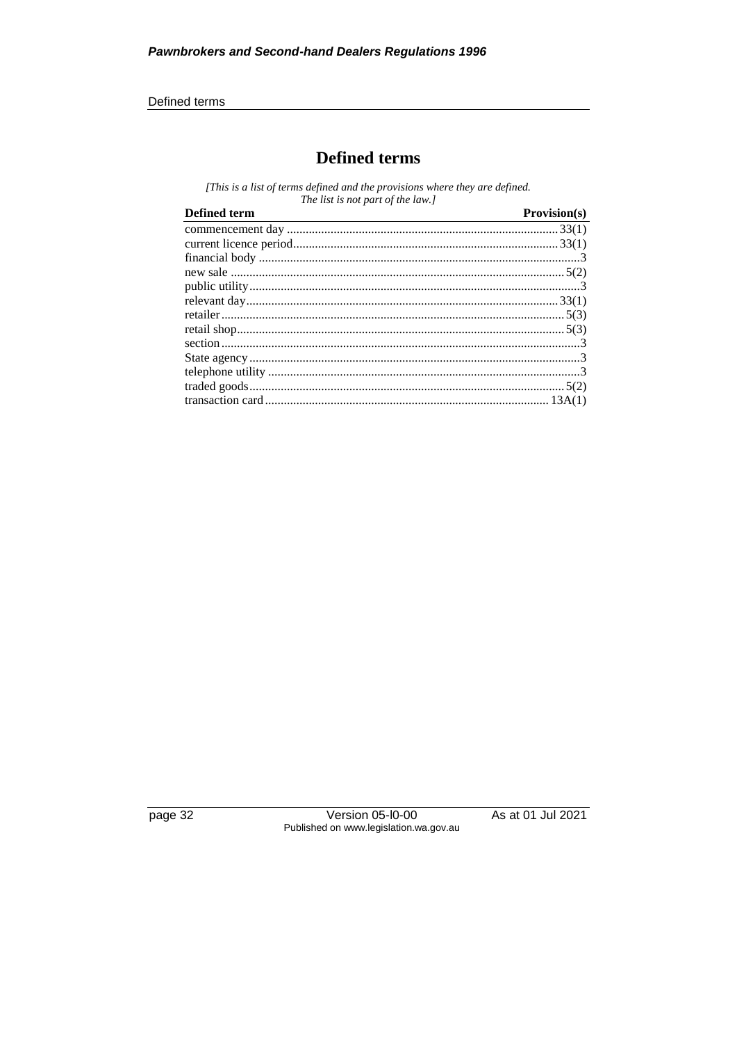# Defined terms

*[This is a list of terms defined and the provisions where they are defined. The list is not part of the law.]*

| Defined term | Provision(s) |
|---|---|
| commencement day | 33(1) |
| current licence period | 33(1) |
| financial body | 3 |
| new sale | 5(2) |
| public utility | 3 |
| relevant day | 33(1) |
| retailer | 5(3) |
| retail shop | 5(3) |
| section | 3 |
| State agency | 3 |
| telephone utility | 3 |
| traded goods | 5(2) |
| transaction card | 13A(1) |